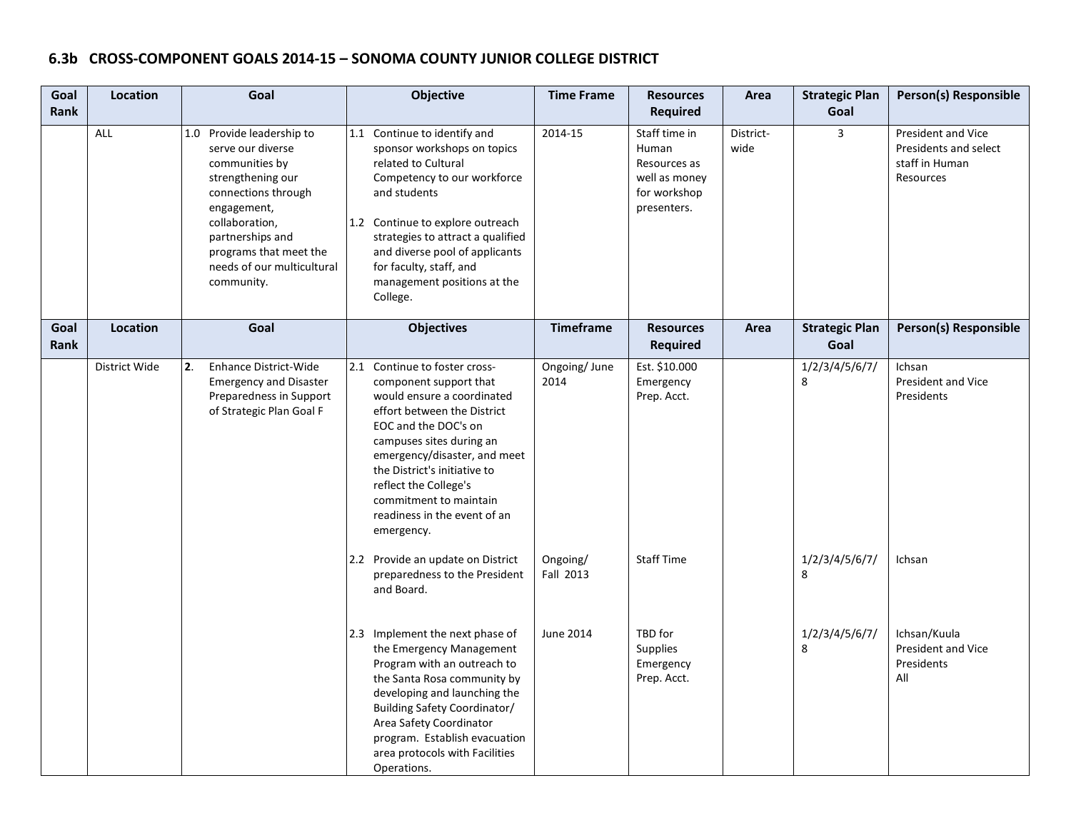## 6.3b CROSS-COMPONENT GOALS 2014-15 – SONOMA COUNTY JUNIOR COLLEGE DISTRICT

| Goal Rank | Location | Goal | Objective | Time Frame | Resources Required | Area | Strategic Plan Goal | Person(s) Responsible |
|---|---|---|---|---|---|---|---|---|
| | ALL | 1.0 Provide leadership to serve our diverse communities by strengthening our connections through engagement, collaboration, partnerships and programs that meet the needs of our multicultural community. | 1.1 Continue to identify and sponsor workshops on topics related to Cultural Competency to our workforce and students<br><br>1.2 Continue to explore outreach strategies to attract a qualified and diverse pool of applicants for faculty, staff, and management positions at the College. | 2014-15 | Staff time in Human Resources as well as money for workshop presenters. | District-wide | 3 | President and Vice Presidents and select staff in Human Resources |

| Goal Rank | Location | Goal | Objectives | Timeframe | Resources Required | Area | Strategic Plan Goal | Person(s) Responsible |
|---|---|---|---|---|---|---|---|---|
| | District Wide | **2.** Enhance District-Wide Emergency and Disaster Preparedness in Support of Strategic Plan Goal F | 2.1 Continue to foster cross-component support that would ensure a coordinated effort between the District EOC and the DOC's on campuses sites during an emergency/disaster, and meet the District's initiative to reflect the College's commitment to maintain readiness in the event of an emergency. | Ongoing/ June 2014 | Est. $10.000 Emergency Prep. Acct. | | 1/2/3/4/5/6/7/8 | Ichsan<br>President and Vice Presidents |
| | | | 2.2 Provide an update on District preparedness to the President and Board. | Ongoing/ Fall 2013 | Staff Time | | 1/2/3/4/5/6/7/8 | Ichsan |
| | | | 2.3 Implement the next phase of the Emergency Management Program with an outreach to the Santa Rosa community by developing and launching the Building Safety Coordinator/ Area Safety Coordinator program. Establish evacuation area protocols with Facilities Operations. | June 2014 | TBD for Supplies Emergency Prep. Acct. | | 1/2/3/4/5/6/7/8 | Ichsan/Kuula<br>President and Vice Presidents<br>All |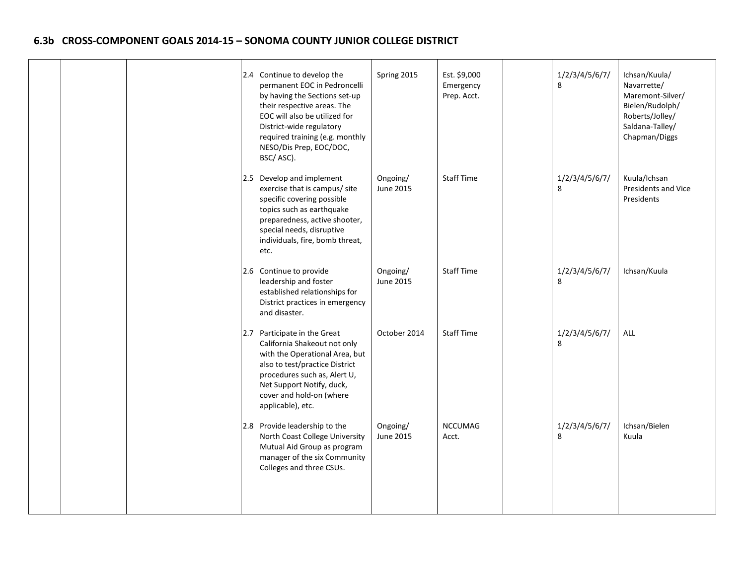## 6.3b CROSS-COMPONENT GOALS 2014-15 – SONOMA COUNTY JUNIOR COLLEGE DISTRICT

| | | | | | | | | |
|---|---|---|---|---|---|---|---|---|
| | | | 2.4 Continue to develop the permanent EOC in Pedroncelli by having the Sections set-up their respective areas. The EOC will also be utilized for District-wide regulatory required training (e.g. monthly NESO/Dis Prep, EOC/DOC, BSC/ ASC). | Spring 2015 | Est. $9,000 Emergency Prep. Acct. | | 1/2/3/4/5/6/7/8 | Ichsan/Kuula/ Navarrette/ Maremont-Silver/ Bielen/Rudolph/ Roberts/Jolley/ Saldana-Talley/ Chapman/Diggs |
| | | | 2.5 Develop and implement exercise that is campus/ site specific covering possible topics such as earthquake preparedness, active shooter, special needs, disruptive individuals, fire, bomb threat, etc. | Ongoing/ June 2015 | Staff Time | | 1/2/3/4/5/6/7/8 | Kuula/Ichsan Presidents and Vice Presidents |
| | | | 2.6 Continue to provide leadership and foster established relationships for District practices in emergency and disaster. | Ongoing/ June 2015 | Staff Time | | 1/2/3/4/5/6/7/8 | Ichsan/Kuula |
| | | | 2.7 Participate in the Great California Shakeout not only with the Operational Area, but also to test/practice District procedures such as, Alert U, Net Support Notify, duck, cover and hold-on (where applicable), etc. | October 2014 | Staff Time | | 1/2/3/4/5/6/7/8 | ALL |
| | | | 2.8 Provide leadership to the North Coast College University Mutual Aid Group as program manager of the six Community Colleges and three CSUs. | Ongoing/ June 2015 | NCCUMAG Acct. | | 1/2/3/4/5/6/7/8 | Ichsan/Bielen Kuula |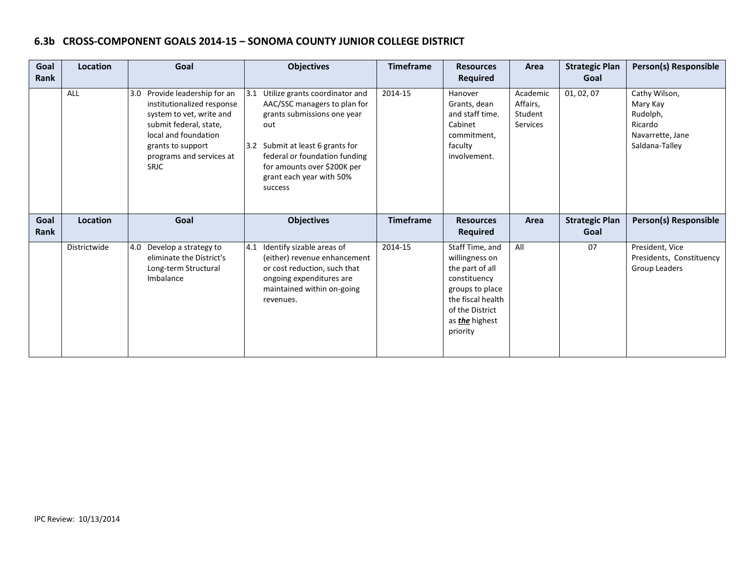## 6.3b CROSS-COMPONENT GOALS 2014-15 – SONOMA COUNTY JUNIOR COLLEGE DISTRICT

| Goal Rank | Location | Goal | Objectives | Timeframe | Resources Required | Area | Strategic Plan Goal | Person(s) Responsible |
|---|---|---|---|---|---|---|---|---|
| | ALL | 3.0 Provide leadership for an institutionalized response system to vet, write and submit federal, state, local and foundation grants to support programs and services at SRJC | 3.1 Utilize grants coordinator and AAC/SSC managers to plan for grants submissions one year out<br><br>3.2 Submit at least 6 grants for federal or foundation funding for amounts over $200K per grant each year with 50% success | 2014-15 | Hanover Grants, dean and staff time. Cabinet commitment, faculty involvement. | Academic Affairs, Student Services | 01, 02, 07 | Cathy Wilson, Mary Kay Rudolph, Ricardo Navarrette, Jane Saldana-Talley |

| Goal Rank | Location | Goal | Objectives | Timeframe | Resources Required | Area | Strategic Plan Goal | Person(s) Responsible |
|---|---|---|---|---|---|---|---|---|
| | Districtwide | 4.0 Develop a strategy to eliminate the District's Long-term Structural Imbalance | 4.1 Identify sizable areas of (either) revenue enhancement or cost reduction, such that ongoing expenditures are maintained within on-going revenues. | 2014-15 | Staff Time, and willingness on the part of all constituency groups to place the fiscal health of the District as ***the*** highest priority | All | 07 | President, Vice Presidents, Constituency Group Leaders |

IPC Review: 10/13/2014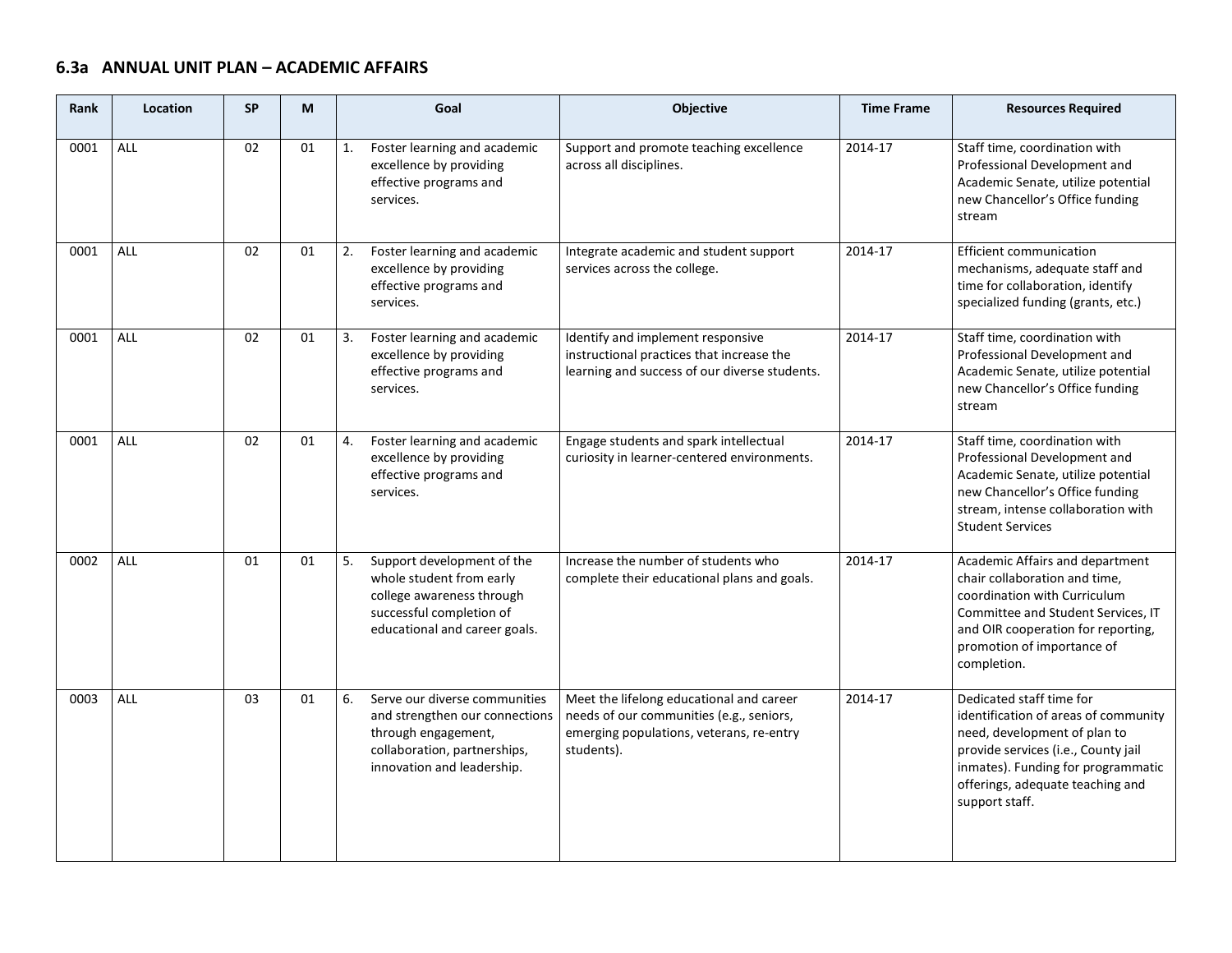## 6.3a ANNUAL UNIT PLAN – ACADEMIC AFFAIRS

| Rank | Location | SP | M | Goal | Objective | Time Frame | Resources Required |
|---|---|---|---|---|---|---|---|
| 0001 | ALL | 02 | 01 | 1. Foster learning and academic excellence by providing effective programs and services. | Support and promote teaching excellence across all disciplines. | 2014-17 | Staff time, coordination with Professional Development and Academic Senate, utilize potential new Chancellor's Office funding stream |
| 0001 | ALL | 02 | 01 | 2. Foster learning and academic excellence by providing effective programs and services. | Integrate academic and student support services across the college. | 2014-17 | Efficient communication mechanisms, adequate staff and time for collaboration, identify specialized funding (grants, etc.) |
| 0001 | ALL | 02 | 01 | 3. Foster learning and academic excellence by providing effective programs and services. | Identify and implement responsive instructional practices that increase the learning and success of our diverse students. | 2014-17 | Staff time, coordination with Professional Development and Academic Senate, utilize potential new Chancellor's Office funding stream |
| 0001 | ALL | 02 | 01 | 4. Foster learning and academic excellence by providing effective programs and services. | Engage students and spark intellectual curiosity in learner-centered environments. | 2014-17 | Staff time, coordination with Professional Development and Academic Senate, utilize potential new Chancellor's Office funding stream, intense collaboration with Student Services |
| 0002 | ALL | 01 | 01 | 5. Support development of the whole student from early college awareness through successful completion of educational and career goals. | Increase the number of students who complete their educational plans and goals. | 2014-17 | Academic Affairs and department chair collaboration and time, coordination with Curriculum Committee and Student Services, IT and OIR cooperation for reporting, promotion of importance of completion. |
| 0003 | ALL | 03 | 01 | 6. Serve our diverse communities and strengthen our connections through engagement, collaboration, partnerships, innovation and leadership. | Meet the lifelong educational and career needs of our communities (e.g., seniors, emerging populations, veterans, re-entry students). | 2014-17 | Dedicated staff time for identification of areas of community need, development of plan to provide services (i.e., County jail inmates). Funding for programmatic offerings, adequate teaching and support staff. |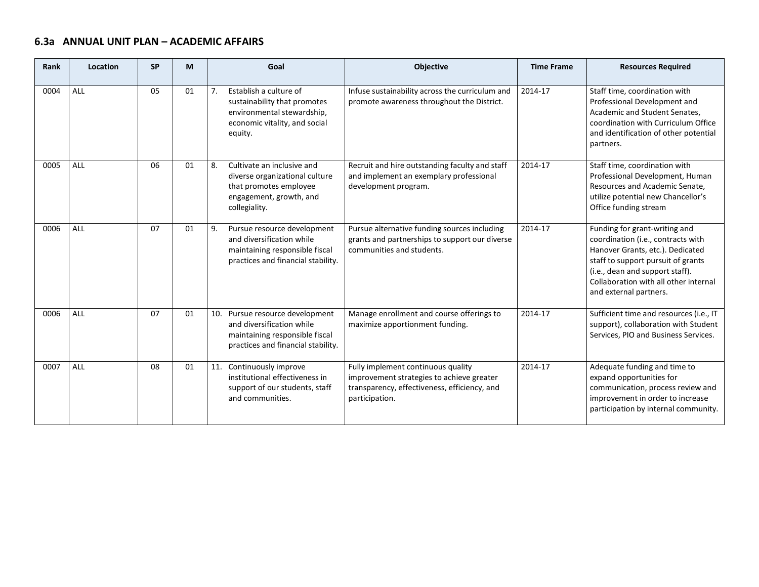## 6.3a ANNUAL UNIT PLAN – ACADEMIC AFFAIRS

| Rank | Location | SP | M | Goal | Objective | Time Frame | Resources Required |
|---|---|---|---|---|---|---|---|
| 0004 | ALL | 05 | 01 | 7. Establish a culture of sustainability that promotes environmental stewardship, economic vitality, and social equity. | Infuse sustainability across the curriculum and promote awareness throughout the District. | 2014-17 | Staff time, coordination with Professional Development and Academic and Student Senates, coordination with Curriculum Office and identification of other potential partners. |
| 0005 | ALL | 06 | 01 | 8. Cultivate an inclusive and diverse organizational culture that promotes employee engagement, growth, and collegiality. | Recruit and hire outstanding faculty and staff and implement an exemplary professional development program. | 2014-17 | Staff time, coordination with Professional Development, Human Resources and Academic Senate, utilize potential new Chancellor's Office funding stream |
| 0006 | ALL | 07 | 01 | 9. Pursue resource development and diversification while maintaining responsible fiscal practices and financial stability. | Pursue alternative funding sources including grants and partnerships to support our diverse communities and students. | 2014-17 | Funding for grant-writing and coordination (i.e., contracts with Hanover Grants, etc.). Dedicated staff to support pursuit of grants (i.e., dean and support staff). Collaboration with all other internal and external partners. |
| 0006 | ALL | 07 | 01 | 10. Pursue resource development and diversification while maintaining responsible fiscal practices and financial stability. | Manage enrollment and course offerings to maximize apportionment funding. | 2014-17 | Sufficient time and resources (i.e., IT support), collaboration with Student Services, PIO and Business Services. |
| 0007 | ALL | 08 | 01 | 11. Continuously improve institutional effectiveness in support of our students, staff and communities. | Fully implement continuous quality improvement strategies to achieve greater transparency, effectiveness, efficiency, and participation. | 2014-17 | Adequate funding and time to expand opportunities for communication, process review and improvement in order to increase participation by internal community. |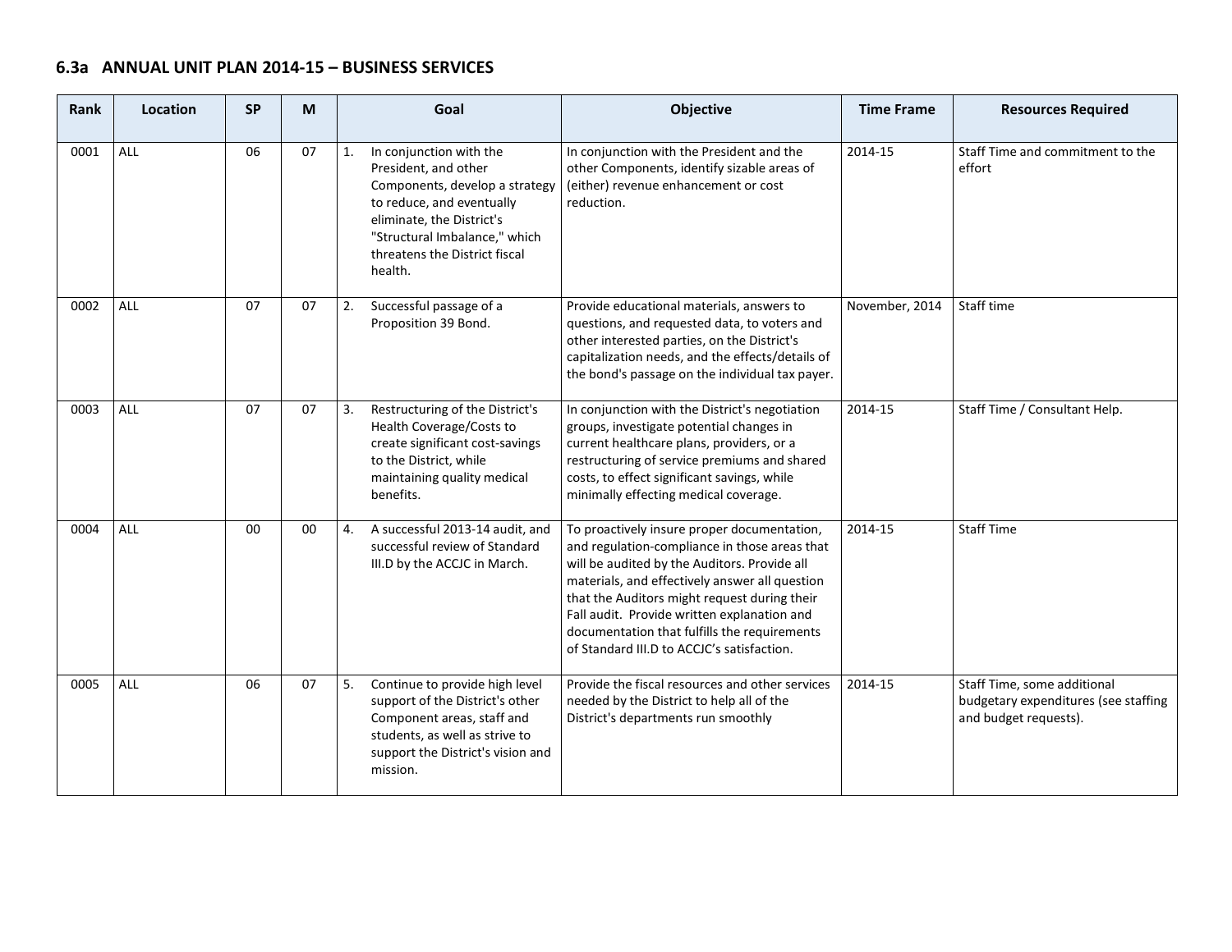### 6.3a ANNUAL UNIT PLAN 2014-15 – BUSINESS SERVICES

| Rank | Location | SP | M | Goal | Objective | Time Frame | Resources Required |
|---|---|---|---|---|---|---|---|
| 0001 | ALL | 06 | 07 | 1. In conjunction with the President, and other Components, develop a strategy to reduce, and eventually eliminate, the District's "Structural Imbalance," which threatens the District fiscal health. | In conjunction with the President and the other Components, identify sizable areas of (either) revenue enhancement or cost reduction. | 2014-15 | Staff Time and commitment to the effort |
| 0002 | ALL | 07 | 07 | 2. Successful passage of a Proposition 39 Bond. | Provide educational materials, answers to questions, and requested data, to voters and other interested parties, on the District's capitalization needs, and the effects/details of the bond's passage on the individual tax payer. | November, 2014 | Staff time |
| 0003 | ALL | 07 | 07 | 3. Restructuring of the District's Health Coverage/Costs to create significant cost-savings to the District, while maintaining quality medical benefits. | In conjunction with the District's negotiation groups, investigate potential changes in current healthcare plans, providers, or a restructuring of service premiums and shared costs, to effect significant savings, while minimally effecting medical coverage. | 2014-15 | Staff Time / Consultant Help. |
| 0004 | ALL | 00 | 00 | 4. A successful 2013-14 audit, and successful review of Standard III.D by the ACCJC in March. | To proactively insure proper documentation, and regulation-compliance in those areas that will be audited by the Auditors. Provide all materials, and effectively answer all question that the Auditors might request during their Fall audit. Provide written explanation and documentation that fulfills the requirements of Standard III.D to ACCJC's satisfaction. | 2014-15 | Staff Time |
| 0005 | ALL | 06 | 07 | 5. Continue to provide high level support of the District's other Component areas, staff and students, as well as strive to support the District's vision and mission. | Provide the fiscal resources and other services needed by the District to help all of the District's departments run smoothly | 2014-15 | Staff Time, some additional budgetary expenditures (see staffing and budget requests). |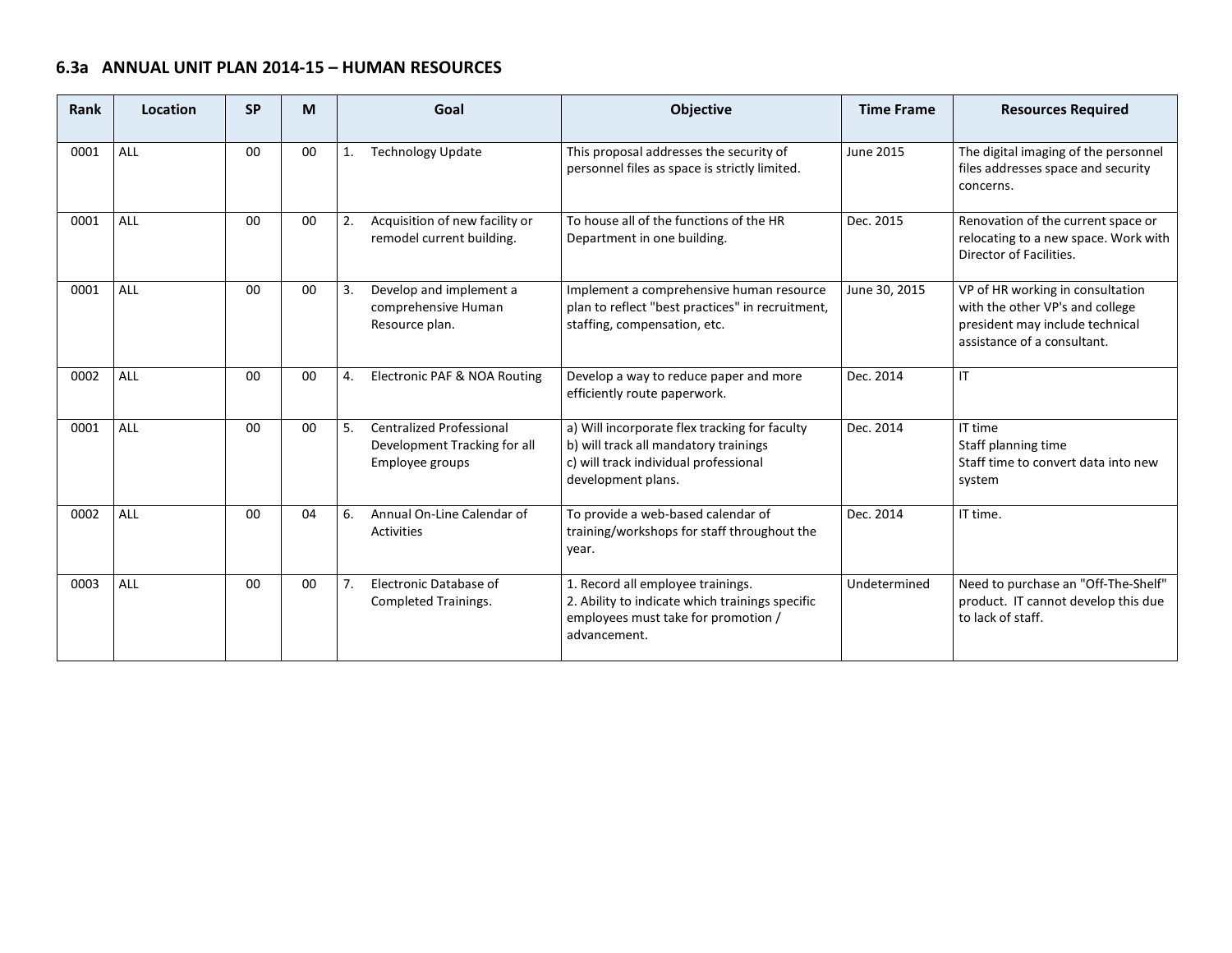## 6.3a ANNUAL UNIT PLAN 2014-15 – HUMAN RESOURCES

| Rank | Location | SP | M | Goal | Objective | Time Frame | Resources Required |
|---|---|---|---|---|---|---|---|
| 0001 | ALL | 00 | 00 | 1. Technology Update | This proposal addresses the security of personnel files as space is strictly limited. | June 2015 | The digital imaging of the personnel files addresses space and security concerns. |
| 0001 | ALL | 00 | 00 | 2. Acquisition of new facility or remodel current building. | To house all of the functions of the HR Department in one building. | Dec. 2015 | Renovation of the current space or relocating to a new space. Work with Director of Facilities. |
| 0001 | ALL | 00 | 00 | 3. Develop and implement a comprehensive Human Resource plan. | Implement a comprehensive human resource plan to reflect "best practices" in recruitment, staffing, compensation, etc. | June 30, 2015 | VP of HR working in consultation with the other VP's and college president may include technical assistance of a consultant. |
| 0002 | ALL | 00 | 00 | 4. Electronic PAF & NOA Routing | Develop a way to reduce paper and more efficiently route paperwork. | Dec. 2014 | IT |
| 0001 | ALL | 00 | 00 | 5. Centralized Professional Development Tracking for all Employee groups | a) Will incorporate flex tracking for faculty<br>b) will track all mandatory trainings<br>c) will track individual professional development plans. | Dec. 2014 | IT time<br>Staff planning time<br>Staff time to convert data into new system |
| 0002 | ALL | 00 | 04 | 6. Annual On-Line Calendar of Activities | To provide a web-based calendar of training/workshops for staff throughout the year. | Dec. 2014 | IT time. |
| 0003 | ALL | 00 | 00 | 7. Electronic Database of Completed Trainings. | 1. Record all employee trainings.<br>2. Ability to indicate which trainings specific employees must take for promotion / advancement. | Undetermined | Need to purchase an "Off-The-Shelf" product. IT cannot develop this due to lack of staff. |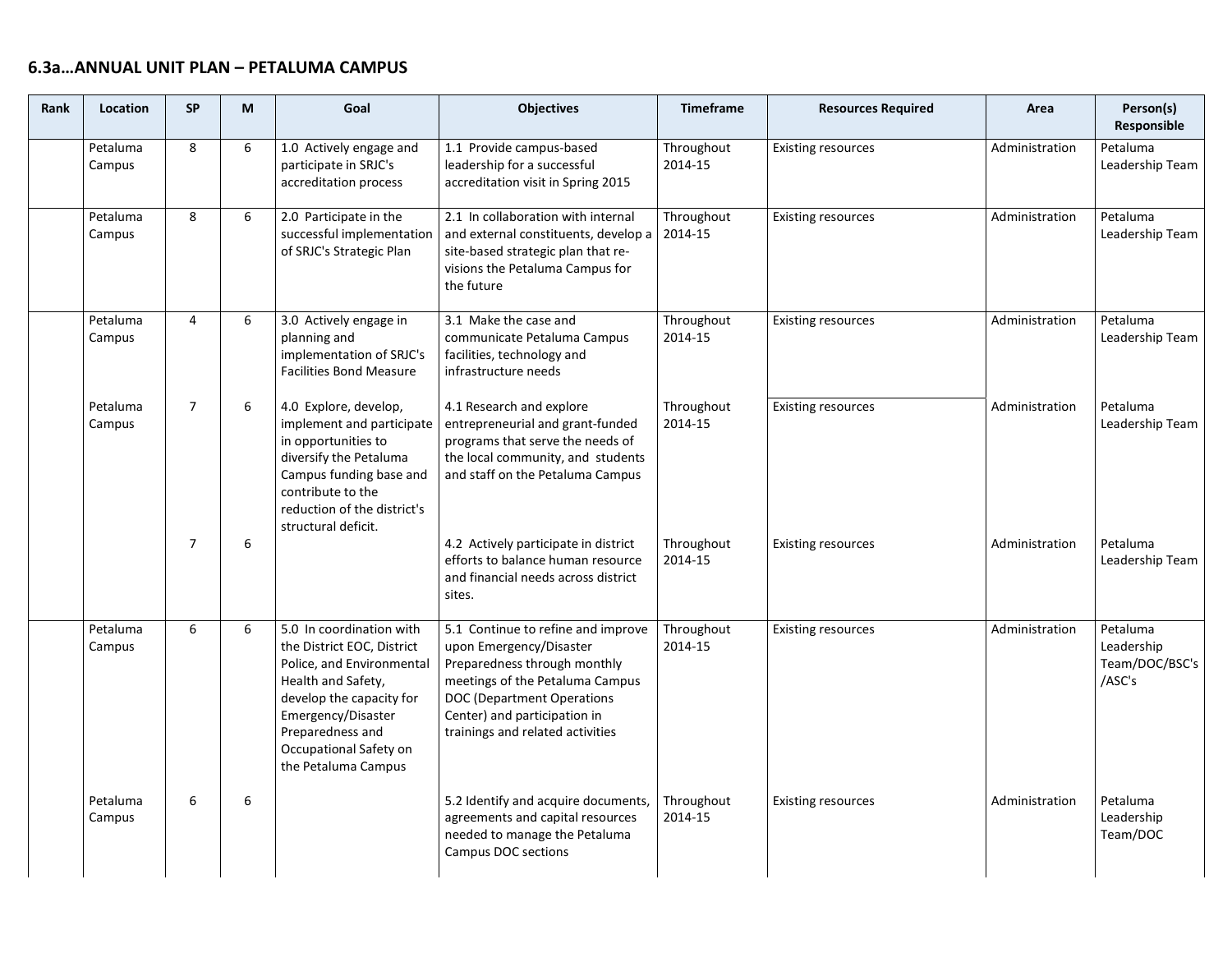## 6.3a…ANNUAL UNIT PLAN – PETALUMA CAMPUS

| Rank | Location | SP | M | Goal | Objectives | Timeframe | Resources Required | Area | Person(s) Responsible |
|---|---|---|---|---|---|---|---|---|---|
| | Petaluma Campus | 8 | 6 | 1.0 Actively engage and participate in SRJC's accreditation process | 1.1 Provide campus-based leadership for a successful accreditation visit in Spring 2015 | Throughout 2014-15 | Existing resources | Administration | Petaluma Leadership Team |
| | Petaluma Campus | 8 | 6 | 2.0 Participate in the successful implementation of SRJC's Strategic Plan | 2.1 In collaboration with internal and external constituents, develop a site-based strategic plan that re-visions the Petaluma Campus for the future | Throughout 2014-15 | Existing resources | Administration | Petaluma Leadership Team |
| | Petaluma Campus | 4 | 6 | 3.0 Actively engage in planning and implementation of SRJC's Facilities Bond Measure | 3.1 Make the case and communicate Petaluma Campus facilities, technology and infrastructure needs | Throughout 2014-15 | Existing resources | Administration | Petaluma Leadership Team |
| | Petaluma Campus | 7 | 6 | 4.0 Explore, develop, implement and participate in opportunities to diversify the Petaluma Campus funding base and contribute to the reduction of the district's structural deficit. | 4.1 Research and explore entrepreneurial and grant-funded programs that serve the needs of the local community, and students and staff on the Petaluma Campus | Throughout 2014-15 | Existing resources | Administration | Petaluma Leadership Team |
| | | 7 | 6 | | 4.2 Actively participate in district efforts to balance human resource and financial needs across district sites. | Throughout 2014-15 | Existing resources | Administration | Petaluma Leadership Team |
| | Petaluma Campus | 6 | 6 | 5.0 In coordination with the District EOC, District Police, and Environmental Health and Safety, develop the capacity for Emergency/Disaster Preparedness and Occupational Safety on the Petaluma Campus | 5.1 Continue to refine and improve upon Emergency/Disaster Preparedness through monthly meetings of the Petaluma Campus DOC (Department Operations Center) and participation in trainings and related activities | Throughout 2014-15 | Existing resources | Administration | Petaluma Leadership Team/DOC/BSC's /ASC's |
| | Petaluma Campus | 6 | 6 | | 5.2 Identify and acquire documents, agreements and capital resources needed to manage the Petaluma Campus DOC sections | Throughout 2014-15 | Existing resources | Administration | Petaluma Leadership Team/DOC |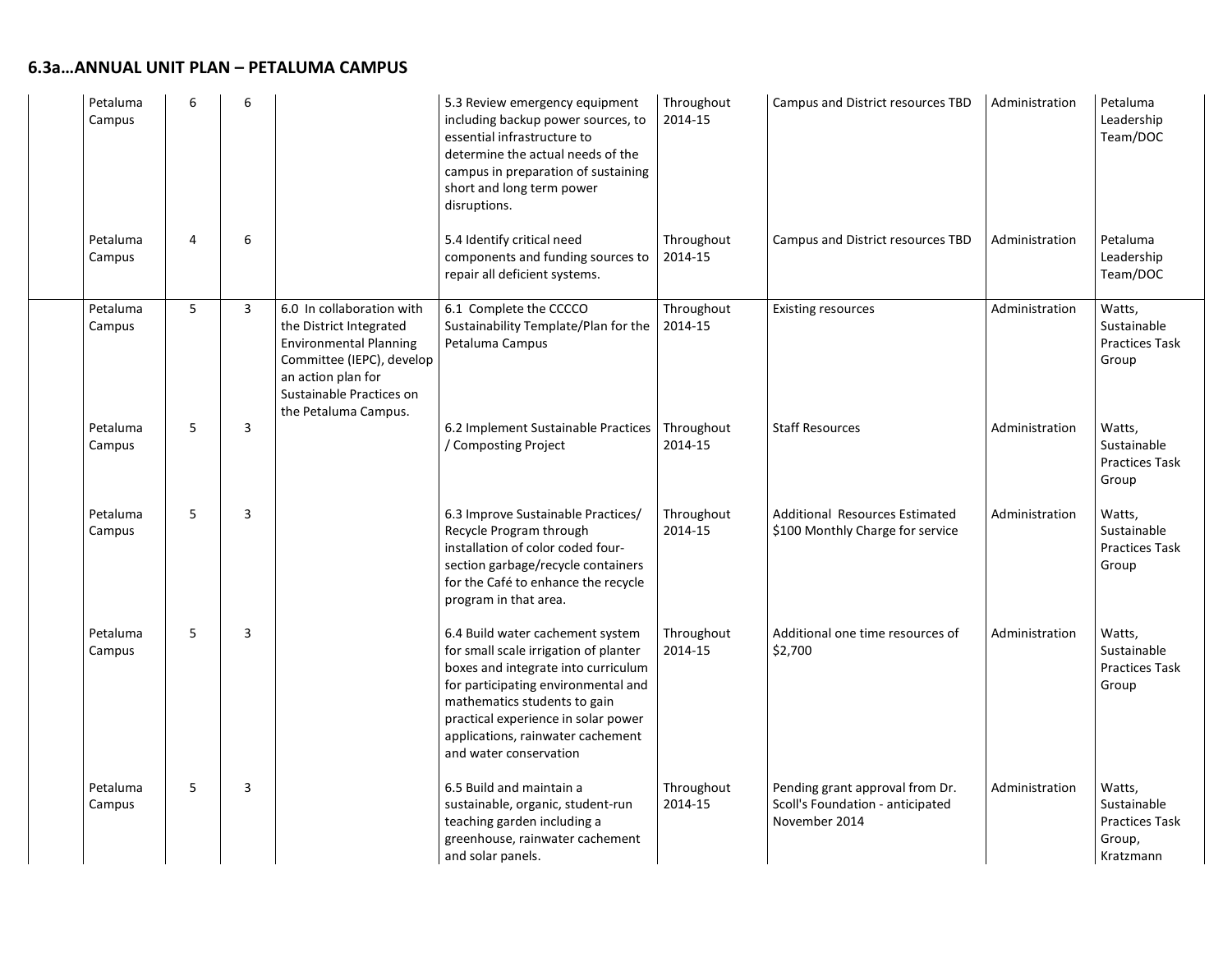## 6.3a…ANNUAL UNIT PLAN – PETALUMA CAMPUS

| | | | | | | | | | |
|---|---|---|---|---|---|---|---|---|---|
| | Petaluma Campus | 6 | 6 | | 5.3 Review emergency equipment including backup power sources, to essential infrastructure to determine the actual needs of the campus in preparation of sustaining short and long term power disruptions. | Throughout 2014-15 | Campus and District resources TBD | Administration | Petaluma Leadership Team/DOC |
| | Petaluma Campus | 4 | 6 | | 5.4 Identify critical need components and funding sources to repair all deficient systems. | Throughout 2014-15 | Campus and District resources TBD | Administration | Petaluma Leadership Team/DOC |
| | Petaluma Campus | 5 | 3 | 6.0 In collaboration with the District Integrated Environmental Planning Committee (IEPC), develop an action plan for Sustainable Practices on the Petaluma Campus. | 6.1 Complete the CCCCO Sustainability Template/Plan for the Petaluma Campus | Throughout 2014-15 | Existing resources | Administration | Watts, Sustainable Practices Task Group |
| | Petaluma Campus | 5 | 3 | | 6.2 Implement Sustainable Practices / Composting Project | Throughout 2014-15 | Staff Resources | Administration | Watts, Sustainable Practices Task Group |
| | Petaluma Campus | 5 | 3 | | 6.3 Improve Sustainable Practices/ Recycle Program through installation of color coded four-section garbage/recycle containers for the Café to enhance the recycle program in that area. | Throughout 2014-15 | Additional Resources Estimated $100 Monthly Charge for service | Administration | Watts, Sustainable Practices Task Group |
| | Petaluma Campus | 5 | 3 | | 6.4 Build water cachement system for small scale irrigation of planter boxes and integrate into curriculum for participating environmental and mathematics students to gain practical experience in solar power applications, rainwater cachement and water conservation | Throughout 2014-15 | Additional one time resources of $2,700 | Administration | Watts, Sustainable Practices Task Group |
| | Petaluma Campus | 5 | 3 | | 6.5 Build and maintain a sustainable, organic, student-run teaching garden including a greenhouse, rainwater cachement and solar panels. | Throughout 2014-15 | Pending grant approval from Dr. Scoll's Foundation - anticipated November 2014 | Administration | Watts, Sustainable Practices Task Group, Kratzmann |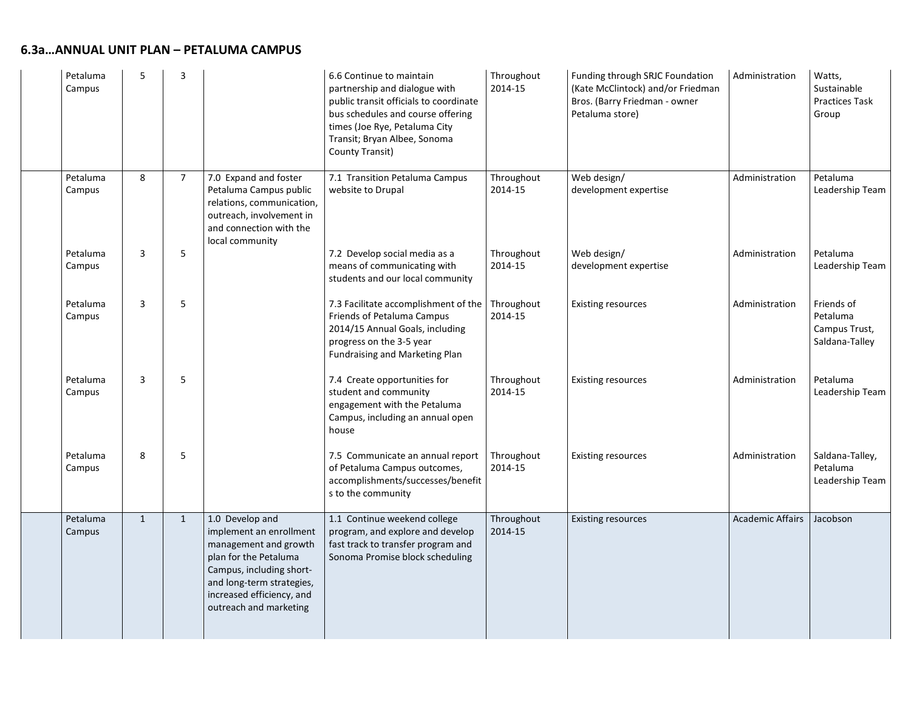## 6.3a…ANNUAL UNIT PLAN – PETALUMA CAMPUS

| | | | | | | | | | |
|---|---|---|---|---|---|---|---|---|---|
| | Petaluma Campus | 5 | 3 | | 6.6 Continue to maintain partnership and dialogue with public transit officials to coordinate bus schedules and course offering times (Joe Rye, Petaluma City Transit; Bryan Albee, Sonoma County Transit) | Throughout 2014-15 | Funding through SRJC Foundation (Kate McClintock) and/or Friedman Bros. (Barry Friedman - owner Petaluma store) | Administration | Watts, Sustainable Practices Task Group |
| | Petaluma Campus | 8 | 7 | 7.0 Expand and foster Petaluma Campus public relations, communication, outreach, involvement in and connection with the local community | 7.1 Transition Petaluma Campus website to Drupal | Throughout 2014-15 | Web design/ development expertise | Administration | Petaluma Leadership Team |
| | Petaluma Campus | 3 | 5 | | 7.2 Develop social media as a means of communicating with students and our local community | Throughout 2014-15 | Web design/ development expertise | Administration | Petaluma Leadership Team |
| | Petaluma Campus | 3 | 5 | | 7.3 Facilitate accomplishment of the Friends of Petaluma Campus 2014/15 Annual Goals, including progress on the 3-5 year Fundraising and Marketing Plan | Throughout 2014-15 | Existing resources | Administration | Friends of Petaluma Campus Trust, Saldana-Talley |
| | Petaluma Campus | 3 | 5 | | 7.4 Create opportunities for student and community engagement with the Petaluma Campus, including an annual open house | Throughout 2014-15 | Existing resources | Administration | Petaluma Leadership Team |
| | Petaluma Campus | 8 | 5 | | 7.5 Communicate an annual report of Petaluma Campus outcomes, accomplishments/successes/benefits to the community | Throughout 2014-15 | Existing resources | Administration | Saldana-Talley, Petaluma Leadership Team |
| | Petaluma Campus | 1 | 1 | 1.0 Develop and implement an enrollment management and growth plan for the Petaluma Campus, including short- and long-term strategies, increased efficiency, and outreach and marketing | 1.1 Continue weekend college program, and explore and develop fast track to transfer program and Sonoma Promise block scheduling | Throughout 2014-15 | Existing resources | Academic Affairs | Jacobson |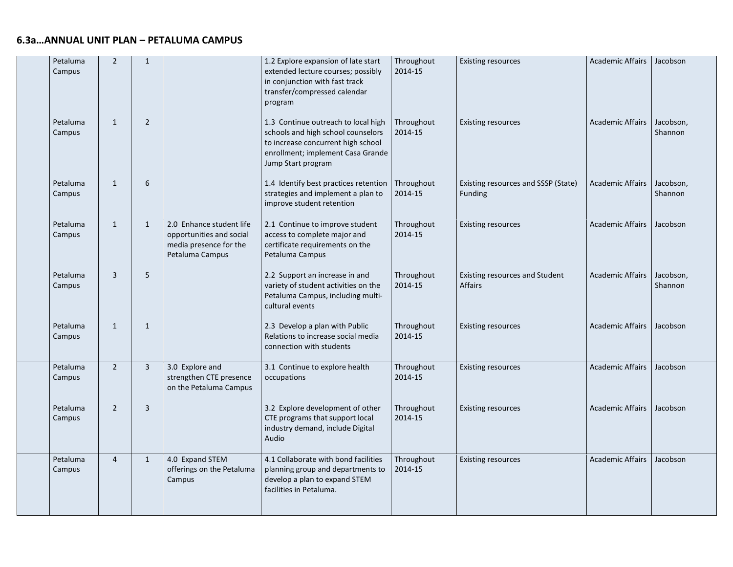## 6.3a…ANNUAL UNIT PLAN – PETALUMA CAMPUS

| | | | | | | | | | |
|---|---|---|---|---|---|---|---|---|---|
| | Petaluma Campus | 2 | 1 | | 1.2 Explore expansion of late start extended lecture courses; possibly in conjunction with fast track transfer/compressed calendar program | Throughout 2014-15 | Existing resources | Academic Affairs | Jacobson |
| | Petaluma Campus | 1 | 2 | | 1.3 Continue outreach to local high schools and high school counselors to increase concurrent high school enrollment; implement Casa Grande Jump Start program | Throughout 2014-15 | Existing resources | Academic Affairs | Jacobson, Shannon |
| | Petaluma Campus | 1 | 6 | | 1.4 Identify best practices retention strategies and implement a plan to improve student retention | Throughout 2014-15 | Existing resources and SSSP (State) Funding | Academic Affairs | Jacobson, Shannon |
| | Petaluma Campus | 1 | 1 | 2.0 Enhance student life opportunities and social media presence for the Petaluma Campus | 2.1 Continue to improve student access to complete major and certificate requirements on the Petaluma Campus | Throughout 2014-15 | Existing resources | Academic Affairs | Jacobson |
| | Petaluma Campus | 3 | 5 | | 2.2 Support an increase in and variety of student activities on the Petaluma Campus, including multi-cultural events | Throughout 2014-15 | Existing resources and Student Affairs | Academic Affairs | Jacobson, Shannon |
| | Petaluma Campus | 1 | 1 | | 2.3 Develop a plan with Public Relations to increase social media connection with students | Throughout 2014-15 | Existing resources | Academic Affairs | Jacobson |
| | Petaluma Campus | 2 | 3 | 3.0 Explore and strengthen CTE presence on the Petaluma Campus | 3.1 Continue to explore health occupations | Throughout 2014-15 | Existing resources | Academic Affairs | Jacobson |
| | Petaluma Campus | 2 | 3 | | 3.2 Explore development of other CTE programs that support local industry demand, include Digital Audio | Throughout 2014-15 | Existing resources | Academic Affairs | Jacobson |
| | Petaluma Campus | 4 | 1 | 4.0 Expand STEM offerings on the Petaluma Campus | 4.1 Collaborate with bond facilities planning group and departments to develop a plan to expand STEM facilities in Petaluma. | Throughout 2014-15 | Existing resources | Academic Affairs | Jacobson |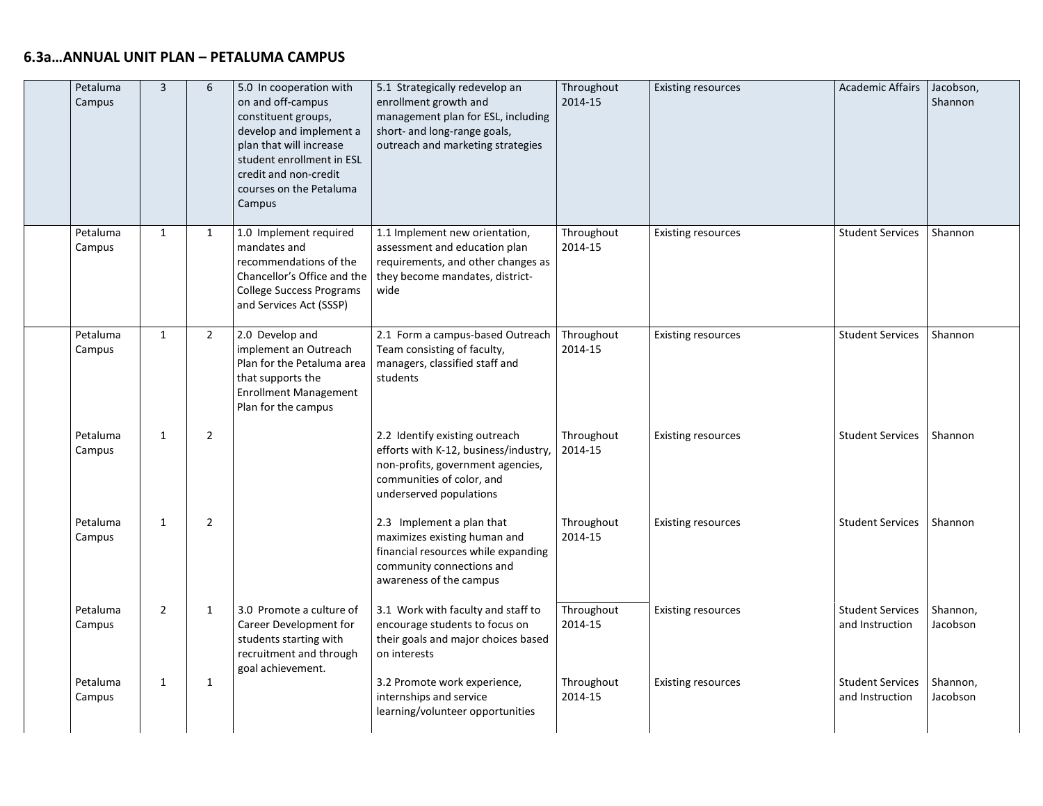## 6.3a…ANNUAL UNIT PLAN – PETALUMA CAMPUS

| | | | | | | | | | |
|---|---|---|---|---|---|---|---|---|---|
| | Petaluma Campus | 3 | 6 | 5.0 In cooperation with on and off-campus constituent groups, develop and implement a plan that will increase student enrollment in ESL credit and non-credit courses on the Petaluma Campus | 5.1 Strategically redevelop an enrollment growth and management plan for ESL, including short- and long-range goals, outreach and marketing strategies | Throughout 2014-15 | Existing resources | Academic Affairs | Jacobson, Shannon |
| | Petaluma Campus | 1 | 1 | 1.0 Implement required mandates and recommendations of the Chancellor's Office and the College Success Programs and Services Act (SSSP) | 1.1 Implement new orientation, assessment and education plan requirements, and other changes as they become mandates, district-wide | Throughout 2014-15 | Existing resources | Student Services | Shannon |
| | Petaluma Campus | 1 | 2 | 2.0 Develop and implement an Outreach Plan for the Petaluma area that supports the Enrollment Management Plan for the campus | 2.1 Form a campus-based Outreach Team consisting of faculty, managers, classified staff and students | Throughout 2014-15 | Existing resources | Student Services | Shannon |
| | Petaluma Campus | 1 | 2 | | 2.2 Identify existing outreach efforts with K-12, business/industry, non-profits, government agencies, communities of color, and underserved populations | Throughout 2014-15 | Existing resources | Student Services | Shannon |
| | Petaluma Campus | 1 | 2 | | 2.3 Implement a plan that maximizes existing human and financial resources while expanding community connections and awareness of the campus | Throughout 2014-15 | Existing resources | Student Services | Shannon |
| | Petaluma Campus | 2 | 1 | 3.0 Promote a culture of Career Development for students starting with recruitment and through goal achievement. | 3.1 Work with faculty and staff to encourage students to focus on their goals and major choices based on interests | Throughout 2014-15 | Existing resources | Student Services and Instruction | Shannon, Jacobson |
| | Petaluma Campus | 1 | 1 | | 3.2 Promote work experience, internships and service learning/volunteer opportunities | Throughout 2014-15 | Existing resources | Student Services and Instruction | Shannon, Jacobson |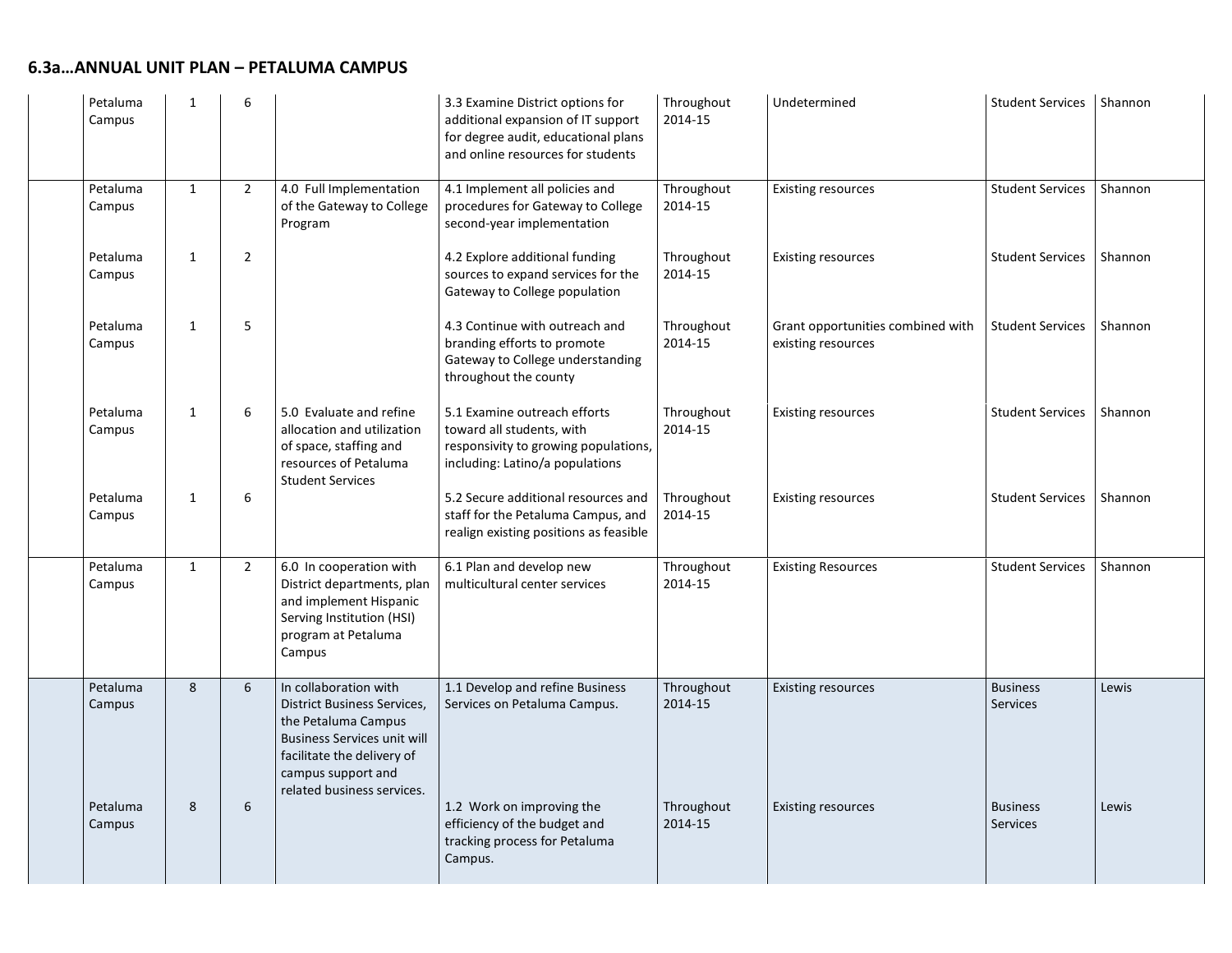## 6.3a…ANNUAL UNIT PLAN – PETALUMA CAMPUS

| | | | | | | | | | |
|---|---|---|---|---|---|---|---|---|---|
| | Petaluma Campus | 1 | 6 | | 3.3 Examine District options for additional expansion of IT support for degree audit, educational plans and online resources for students | Throughout 2014-15 | Undetermined | Student Services | Shannon |
| | Petaluma Campus | 1 | 2 | 4.0 Full Implementation of the Gateway to College Program | 4.1 Implement all policies and procedures for Gateway to College second-year implementation | Throughout 2014-15 | Existing resources | Student Services | Shannon |
| | Petaluma Campus | 1 | 2 | | 4.2 Explore additional funding sources to expand services for the Gateway to College population | Throughout 2014-15 | Existing resources | Student Services | Shannon |
| | Petaluma Campus | 1 | 5 | | 4.3 Continue with outreach and branding efforts to promote Gateway to College understanding throughout the county | Throughout 2014-15 | Grant opportunities combined with existing resources | Student Services | Shannon |
| | Petaluma Campus | 1 | 6 | 5.0 Evaluate and refine allocation and utilization of space, staffing and resources of Petaluma Student Services | 5.1 Examine outreach efforts toward all students, with responsivity to growing populations, including: Latino/a populations | Throughout 2014-15 | Existing resources | Student Services | Shannon |
| | Petaluma Campus | 1 | 6 | | 5.2 Secure additional resources and staff for the Petaluma Campus, and realign existing positions as feasible | Throughout 2014-15 | Existing resources | Student Services | Shannon |
| | Petaluma Campus | 1 | 2 | 6.0 In cooperation with District departments, plan and implement Hispanic Serving Institution (HSI) program at Petaluma Campus | 6.1 Plan and develop new multicultural center services | Throughout 2014-15 | Existing Resources | Student Services | Shannon |
| | Petaluma Campus | 8 | 6 | In collaboration with District Business Services, the Petaluma Campus Business Services unit will facilitate the delivery of campus support and related business services. | 1.1 Develop and refine Business Services on Petaluma Campus. | Throughout 2014-15 | Existing resources | Business Services | Lewis |
| | Petaluma Campus | 8 | 6 | | 1.2 Work on improving the efficiency of the budget and tracking process for Petaluma Campus. | Throughout 2014-15 | Existing resources | Business Services | Lewis |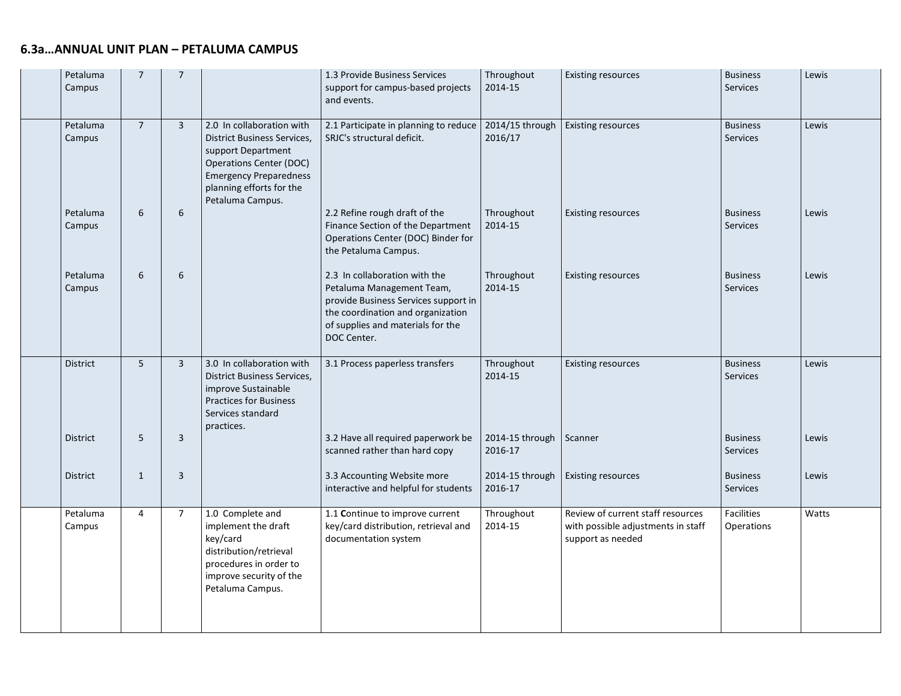## 6.3a…ANNUAL UNIT PLAN – PETALUMA CAMPUS

| | | | | | | | | | |
|---|---|---|---|---|---|---|---|---|---|
| | Petaluma Campus | 7 | 7 | | 1.3 Provide Business Services support for campus-based projects and events. | Throughout 2014-15 | Existing resources | Business Services | Lewis |
| | Petaluma Campus | 7 | 3 | 2.0 In collaboration with District Business Services, support Department Operations Center (DOC) Emergency Preparedness planning efforts for the Petaluma Campus. | 2.1 Participate in planning to reduce SRJC's structural deficit. | 2014/15 through 2016/17 | Existing resources | Business Services | Lewis |
| | Petaluma Campus | 6 | 6 | | 2.2 Refine rough draft of the Finance Section of the Department Operations Center (DOC) Binder for the Petaluma Campus. | Throughout 2014-15 | Existing resources | Business Services | Lewis |
| | Petaluma Campus | 6 | 6 | | 2.3 In collaboration with the Petaluma Management Team, provide Business Services support in the coordination and organization of supplies and materials for the DOC Center. | Throughout 2014-15 | Existing resources | Business Services | Lewis |
| | District | 5 | 3 | 3.0 In collaboration with District Business Services, improve Sustainable Practices for Business Services standard practices. | 3.1 Process paperless transfers | Throughout 2014-15 | Existing resources | Business Services | Lewis |
| | District | 5 | 3 | | 3.2 Have all required paperwork be scanned rather than hard copy | 2014-15 through 2016-17 | Scanner | Business Services | Lewis |
| | District | 1 | 3 | | 3.3 Accounting Website more interactive and helpful for students | 2014-15 through 2016-17 | Existing resources | Business Services | Lewis |
| | Petaluma Campus | 4 | 7 | 1.0 Complete and implement the draft key/card distribution/retrieval procedures in order to improve security of the Petaluma Campus. | 1.1 **C**ontinue to improve current key/card distribution, retrieval and documentation system | Throughout 2014-15 | Review of current staff resources with possible adjustments in staff support as needed | Facilities Operations | Watts |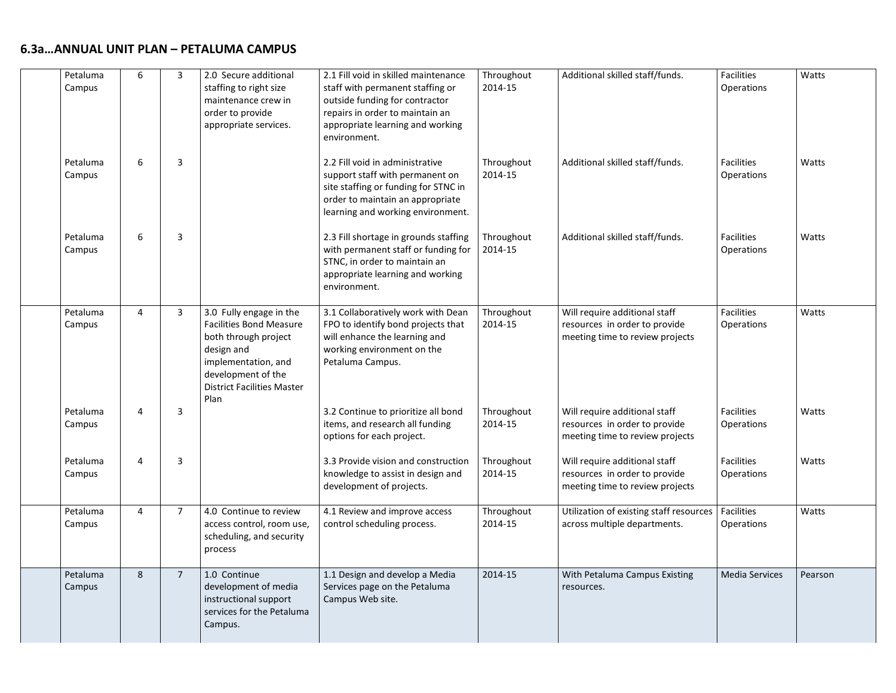## 6.3a…ANNUAL UNIT PLAN – PETALUMA CAMPUS

| | | | | | | | | | |
|---|---|---|---|---|---|---|---|---|---|
| | Petaluma Campus | 6 | 3 | 2.0 Secure additional staffing to right size maintenance crew in order to provide appropriate services. | 2.1 Fill void in skilled maintenance staff with permanent staffing or outside funding for contractor repairs in order to maintain an appropriate learning and working environment. | Throughout 2014-15 | Additional skilled staff/funds. | Facilities Operations | Watts |
| | Petaluma Campus | 6 | 3 | | 2.2 Fill void in administrative support staff with permanent on site staffing or funding for STNC in order to maintain an appropriate learning and working environment. | Throughout 2014-15 | Additional skilled staff/funds. | Facilities Operations | Watts |
| | Petaluma Campus | 6 | 3 | | 2.3 Fill shortage in grounds staffing with permanent staff or funding for STNC, in order to maintain an appropriate learning and working environment. | Throughout 2014-15 | Additional skilled staff/funds. | Facilities Operations | Watts |
| | Petaluma Campus | 4 | 3 | 3.0 Fully engage in the Facilities Bond Measure both through project design and implementation, and development of the District Facilities Master Plan | 3.1 Collaboratively work with Dean FPO to identify bond projects that will enhance the learning and working environment on the Petaluma Campus. | Throughout 2014-15 | Will require additional staff resources in order to provide meeting time to review projects | Facilities Operations | Watts |
| | Petaluma Campus | 4 | 3 | | 3.2 Continue to prioritize all bond items, and research all funding options for each project. | Throughout 2014-15 | Will require additional staff resources in order to provide meeting time to review projects | Facilities Operations | Watts |
| | Petaluma Campus | 4 | 3 | | 3.3 Provide vision and construction knowledge to assist in design and development of projects. | Throughout 2014-15 | Will require additional staff resources in order to provide meeting time to review projects | Facilities Operations | Watts |
| | Petaluma Campus | 4 | 7 | 4.0 Continue to review access control, room use, scheduling, and security process | 4.1 Review and improve access control scheduling process. | Throughout 2014-15 | Utilization of existing staff resources across multiple departments. | Facilities Operations | Watts |
| | Petaluma Campus | 8 | 7 | 1.0 Continue development of media instructional support services for the Petaluma Campus. | 1.1 Design and develop a Media Services page on the Petaluma Campus Web site. | 2014-15 | With Petaluma Campus Existing resources. | Media Services | Pearson |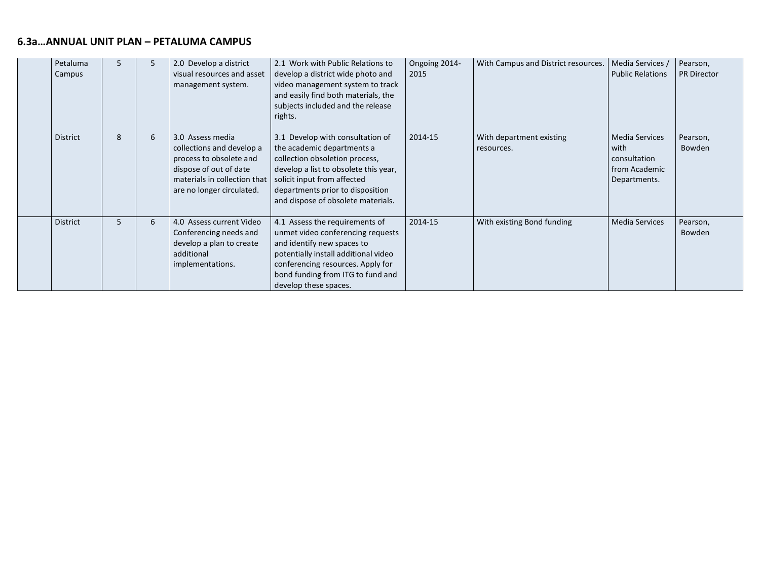## 6.3a…ANNUAL UNIT PLAN – PETALUMA CAMPUS

| | | | | | | | | | |
|---|---|---|---|---|---|---|---|---|---|
| | Petaluma Campus | 5 | 5 | 2.0 Develop a district visual resources and asset management system. | 2.1 Work with Public Relations to develop a district wide photo and video management system to track and easily find both materials, the subjects included and the release rights. | Ongoing 2014-2015 | With Campus and District resources. | Media Services / Public Relations | Pearson, PR Director |
| | District | 8 | 6 | 3.0 Assess media collections and develop a process to obsolete and dispose of out of date materials in collection that are no longer circulated. | 3.1 Develop with consultation of the academic departments a collection obsoletion process, develop a list to obsolete this year, solicit input from affected departments prior to disposition and dispose of obsolete materials. | 2014-15 | With department existing resources. | Media Services with consultation from Academic Departments. | Pearson, Bowden |
| | District | 5 | 6 | 4.0 Assess current Video Conferencing needs and develop a plan to create additional implementations. | 4.1 Assess the requirements of unmet video conferencing requests and identify new spaces to potentially install additional video conferencing resources. Apply for bond funding from ITG to fund and develop these spaces. | 2014-15 | With existing Bond funding | Media Services | Pearson, Bowden |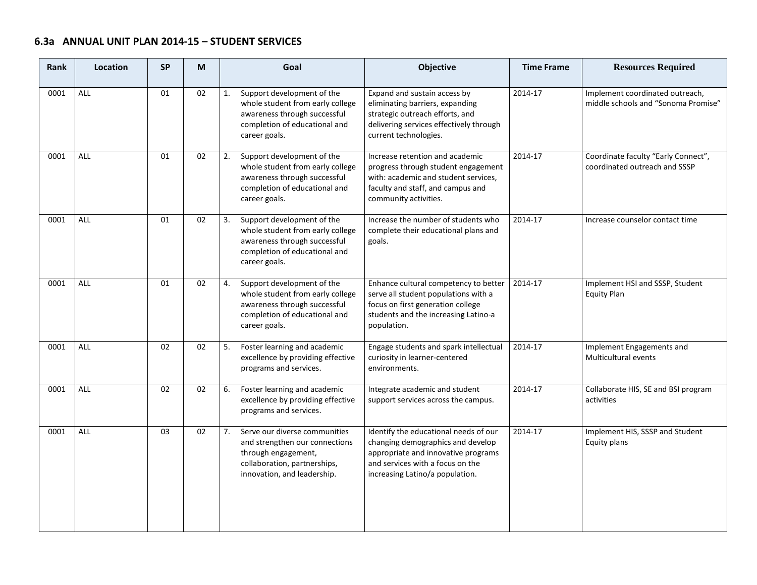## 6.3a ANNUAL UNIT PLAN 2014-15 – STUDENT SERVICES

| Rank | Location | SP | M | Goal | Objective | Time Frame | Resources Required |
|---|---|---|---|---|---|---|---|
| 0001 | ALL | 01 | 02 | 1. Support development of the whole student from early college awareness through successful completion of educational and career goals. | Expand and sustain access by eliminating barriers, expanding strategic outreach efforts, and delivering services effectively through current technologies. | 2014-17 | Implement coordinated outreach, middle schools and "Sonoma Promise" |
| 0001 | ALL | 01 | 02 | 2. Support development of the whole student from early college awareness through successful completion of educational and career goals. | Increase retention and academic progress through student engagement with: academic and student services, faculty and staff, and campus and community activities. | 2014-17 | Coordinate faculty "Early Connect", coordinated outreach and SSSP |
| 0001 | ALL | 01 | 02 | 3. Support development of the whole student from early college awareness through successful completion of educational and career goals. | Increase the number of students who complete their educational plans and goals. | 2014-17 | Increase counselor contact time |
| 0001 | ALL | 01 | 02 | 4. Support development of the whole student from early college awareness through successful completion of educational and career goals. | Enhance cultural competency to better serve all student populations with a focus on first generation college students and the increasing Latino-a population. | 2014-17 | Implement HSI and SSSP, Student Equity Plan |
| 0001 | ALL | 02 | 02 | 5. Foster learning and academic excellence by providing effective programs and services. | Engage students and spark intellectual curiosity in learner-centered environments. | 2014-17 | Implement Engagements and Multicultural events |
| 0001 | ALL | 02 | 02 | 6. Foster learning and academic excellence by providing effective programs and services. | Integrate academic and student support services across the campus. | 2014-17 | Collaborate HIS, SE and BSI program activities |
| 0001 | ALL | 03 | 02 | 7. Serve our diverse communities and strengthen our connections through engagement, collaboration, partnerships, innovation, and leadership. | Identify the educational needs of our changing demographics and develop appropriate and innovative programs and services with a focus on the increasing Latino/a population. | 2014-17 | Implement HIS, SSSP and Student Equity plans |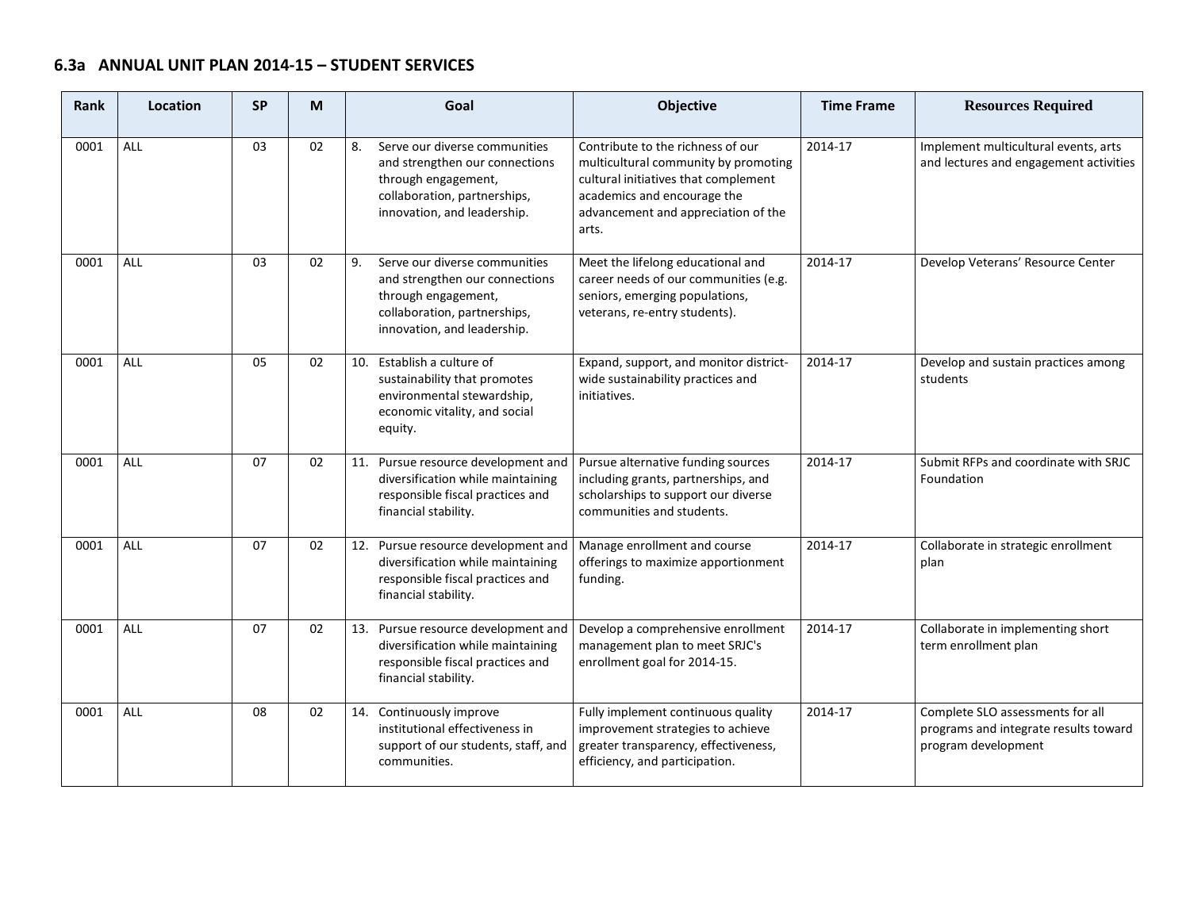## 6.3a ANNUAL UNIT PLAN 2014-15 – STUDENT SERVICES

| Rank | Location | SP | M | Goal | Objective | Time Frame | Resources Required |
|---|---|---|---|---|---|---|---|
| 0001 | ALL | 03 | 02 | 8. Serve our diverse communities and strengthen our connections through engagement, collaboration, partnerships, innovation, and leadership. | Contribute to the richness of our multicultural community by promoting cultural initiatives that complement academics and encourage the advancement and appreciation of the arts. | 2014-17 | Implement multicultural events, arts and lectures and engagement activities |
| 0001 | ALL | 03 | 02 | 9. Serve our diverse communities and strengthen our connections through engagement, collaboration, partnerships, innovation, and leadership. | Meet the lifelong educational and career needs of our communities (e.g. seniors, emerging populations, veterans, re-entry students). | 2014-17 | Develop Veterans' Resource Center |
| 0001 | ALL | 05 | 02 | 10. Establish a culture of sustainability that promotes environmental stewardship, economic vitality, and social equity. | Expand, support, and monitor district-wide sustainability practices and initiatives. | 2014-17 | Develop and sustain practices among students |
| 0001 | ALL | 07 | 02 | 11. Pursue resource development and diversification while maintaining responsible fiscal practices and financial stability. | Pursue alternative funding sources including grants, partnerships, and scholarships to support our diverse communities and students. | 2014-17 | Submit RFPs and coordinate with SRJC Foundation |
| 0001 | ALL | 07 | 02 | 12. Pursue resource development and diversification while maintaining responsible fiscal practices and financial stability. | Manage enrollment and course offerings to maximize apportionment funding. | 2014-17 | Collaborate in strategic enrollment plan |
| 0001 | ALL | 07 | 02 | 13. Pursue resource development and diversification while maintaining responsible fiscal practices and financial stability. | Develop a comprehensive enrollment management plan to meet SRJC's enrollment goal for 2014-15. | 2014-17 | Collaborate in implementing short term enrollment plan |
| 0001 | ALL | 08 | 02 | 14. Continuously improve institutional effectiveness in support of our students, staff, and communities. | Fully implement continuous quality improvement strategies to achieve greater transparency, effectiveness, efficiency, and participation. | 2014-17 | Complete SLO assessments for all programs and integrate results toward program development |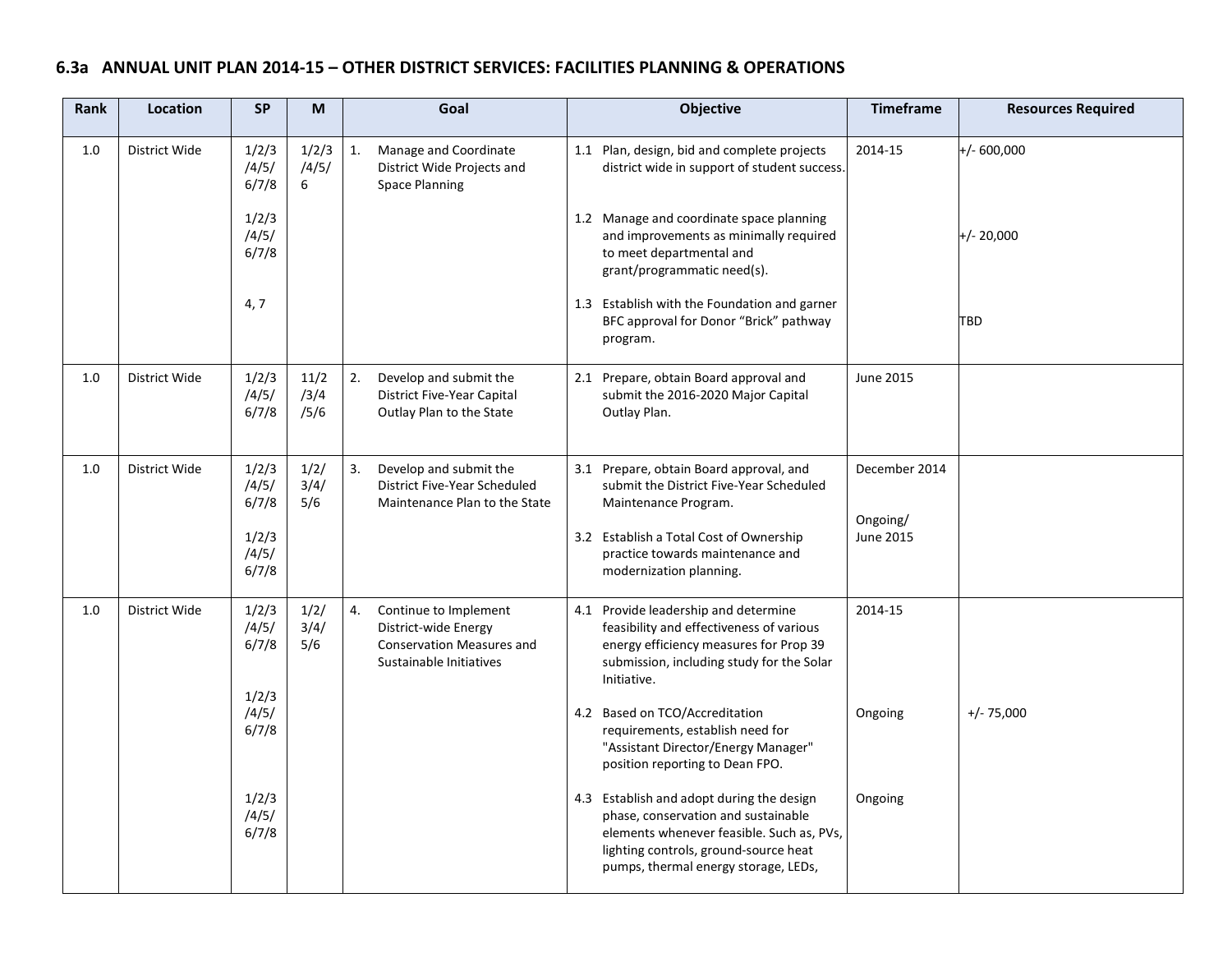## 6.3a ANNUAL UNIT PLAN 2014-15 – OTHER DISTRICT SERVICES: FACILITIES PLANNING & OPERATIONS

| Rank | Location | SP | M | Goal | Objective | Timeframe | Resources Required |
|---|---|---|---|---|---|---|---|
| 1.0 | District Wide | 1/2/3/4/5/6/7/8 | 1/2/3/4/5/6 | 1. Manage and Coordinate District Wide Projects and Space Planning | 1.1 Plan, design, bid and complete projects district wide in support of student success. | 2014-15 | +/- 600,000 |
| | | 1/2/3/4/5/6/7/8 | | | 1.2 Manage and coordinate space planning and improvements as minimally required to meet departmental and grant/programmatic need(s). | | +/- 20,000 |
| | | 4, 7 | | | 1.3 Establish with the Foundation and garner BFC approval for Donor "Brick" pathway program. | | TBD |
| 1.0 | District Wide | 1/2/3/4/5/6/7/8 | 11/2/3/4/5/6 | 2. Develop and submit the District Five-Year Capital Outlay Plan to the State | 2.1 Prepare, obtain Board approval and submit the 2016-2020 Major Capital Outlay Plan. | June 2015 | |
| 1.0 | District Wide | 1/2/3/4/5/6/7/8 | 1/2/3/4/5/6 | 3. Develop and submit the District Five-Year Scheduled Maintenance Plan to the State | 3.1 Prepare, obtain Board approval, and submit the District Five-Year Scheduled Maintenance Program. | December 2014 | |
| | | 1/2/3/4/5/6/7/8 | | | 3.2 Establish a Total Cost of Ownership practice towards maintenance and modernization planning. | Ongoing/ June 2015 | |
| 1.0 | District Wide | 1/2/3/4/5/6/7/8 | 1/2/3/4/5/6 | 4. Continue to Implement District-wide Energy Conservation Measures and Sustainable Initiatives | 4.1 Provide leadership and determine feasibility and effectiveness of various energy efficiency measures for Prop 39 submission, including study for the Solar Initiative. | 2014-15 | |
| | | 1/2/3/4/5/6/7/8 | | | 4.2 Based on TCO/Accreditation requirements, establish need for "Assistant Director/Energy Manager" position reporting to Dean FPO. | Ongoing | +/- 75,000 |
| | | 1/2/3/4/5/6/7/8 | | | 4.3 Establish and adopt during the design phase, conservation and sustainable elements whenever feasible. Such as, PVs, lighting controls, ground-source heat pumps, thermal energy storage, LEDs, | Ongoing | |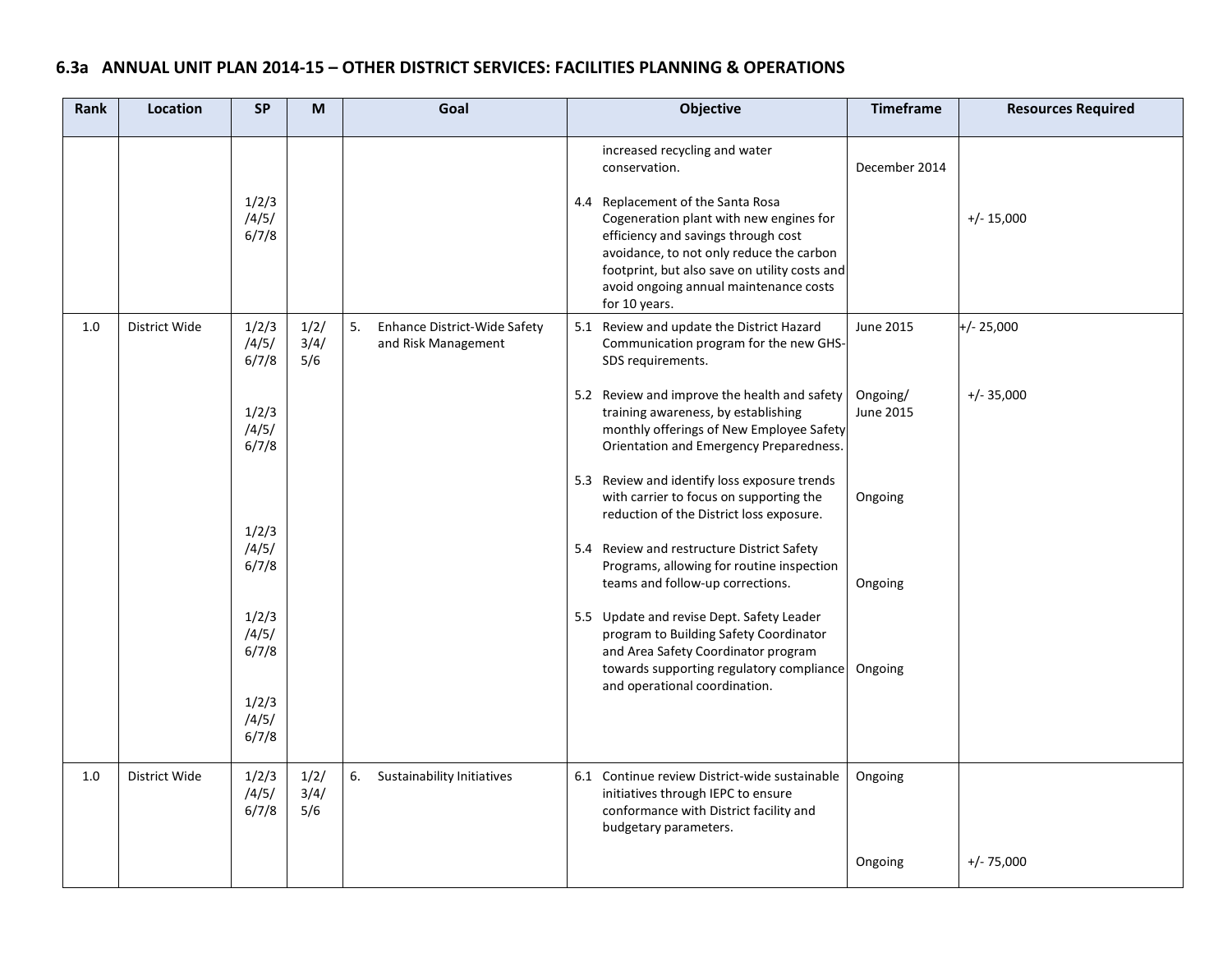## 6.3a ANNUAL UNIT PLAN 2014-15 – OTHER DISTRICT SERVICES: FACILITIES PLANNING & OPERATIONS

| Rank | Location | SP | M | Goal | Objective | Timeframe | Resources Required |
|---|---|---|---|---|---|---|---|
| | | | | | increased recycling and water conservation. | December 2014 | |
| | | 1/2/3/4/5/6/7/8 | | | 4.4 Replacement of the Santa Rosa Cogeneration plant with new engines for efficiency and savings through cost avoidance, to not only reduce the carbon footprint, but also save on utility costs and avoid ongoing annual maintenance costs for 10 years. | | +/- 15,000 |
| 1.0 | District Wide | 1/2/3/4/5/6/7/8 | 1/2/3/4/5/6 | 5. Enhance District-Wide Safety and Risk Management | 5.1 Review and update the District Hazard Communication program for the new GHS-SDS requirements. | June 2015 | +/- 25,000 |
| | | 1/2/3/4/5/6/7/8 | | | 5.2 Review and improve the health and safety training awareness, by establishing monthly offerings of New Employee Safety Orientation and Emergency Preparedness. | Ongoing/ June 2015 | +/- 35,000 |
| | | 1/2/3/4/5/6/7/8 | | | 5.3 Review and identify loss exposure trends with carrier to focus on supporting the reduction of the District loss exposure. | Ongoing | |
| | | 1/2/3/4/5/6/7/8 | | | 5.4 Review and restructure District Safety Programs, allowing for routine inspection teams and follow-up corrections. | Ongoing | |
| | | 1/2/3/4/5/6/7/8 | | | 5.5 Update and revise Dept. Safety Leader program to Building Safety Coordinator and Area Safety Coordinator program towards supporting regulatory compliance and operational coordination. | Ongoing | |
| 1.0 | District Wide | 1/2/3/4/5/6/7/8 | 1/2/3/4/5/6 | 6. Sustainability Initiatives | 6.1 Continue review District-wide sustainable initiatives through IEPC to ensure conformance with District facility and budgetary parameters. | Ongoing | |
| | | | | | | Ongoing | +/- 75,000 |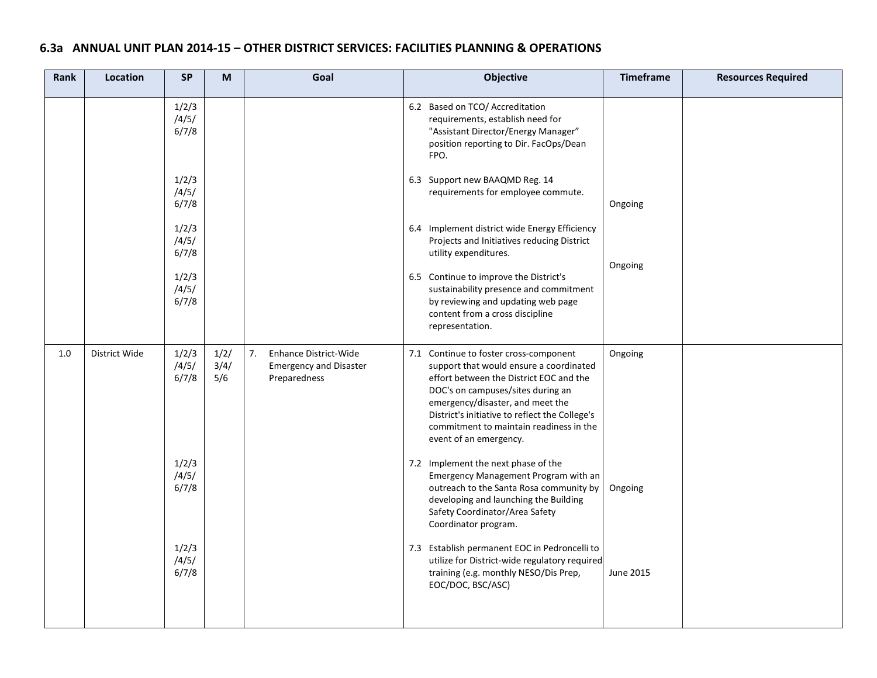## 6.3a ANNUAL UNIT PLAN 2014-15 – OTHER DISTRICT SERVICES: FACILITIES PLANNING & OPERATIONS

| Rank | Location | SP | M | Goal | Objective | Timeframe | Resources Required |
|---|---|---|---|---|---|---|---|
| | | 1/2/3/4/5/6/7/8 | | | 6.2 Based on TCO/ Accreditation requirements, establish need for "Assistant Director/Energy Manager" position reporting to Dir. FacOps/Dean FPO. | | |
| | | 1/2/3/4/5/6/7/8 | | | 6.3 Support new BAAQMD Reg. 14 requirements for employee commute. | Ongoing | |
| | | 1/2/3/4/5/6/7/8 | | | 6.4 Implement district wide Energy Efficiency Projects and Initiatives reducing District utility expenditures. | Ongoing | |
| | | 1/2/3/4/5/6/7/8 | | | 6.5 Continue to improve the District's sustainability presence and commitment by reviewing and updating web page content from a cross discipline representation. | | |
| 1.0 | District Wide | 1/2/3/4/5/6/7/8 | 1/2/3/4/5/6 | 7. Enhance District-Wide Emergency and Disaster Preparedness | 7.1 Continue to foster cross-component support that would ensure a coordinated effort between the District EOC and the DOC's on campuses/sites during an emergency/disaster, and meet the District's initiative to reflect the College's commitment to maintain readiness in the event of an emergency. | Ongoing | |
| | | 1/2/3/4/5/6/7/8 | | | 7.2 Implement the next phase of the Emergency Management Program with an outreach to the Santa Rosa community by developing and launching the Building Safety Coordinator/Area Safety Coordinator program. | Ongoing | |
| | | 1/2/3/4/5/6/7/8 | | | 7.3 Establish permanent EOC in Pedroncelli to utilize for District-wide regulatory required training (e.g. monthly NESO/Dis Prep, EOC/DOC, BSC/ASC) | June 2015 | |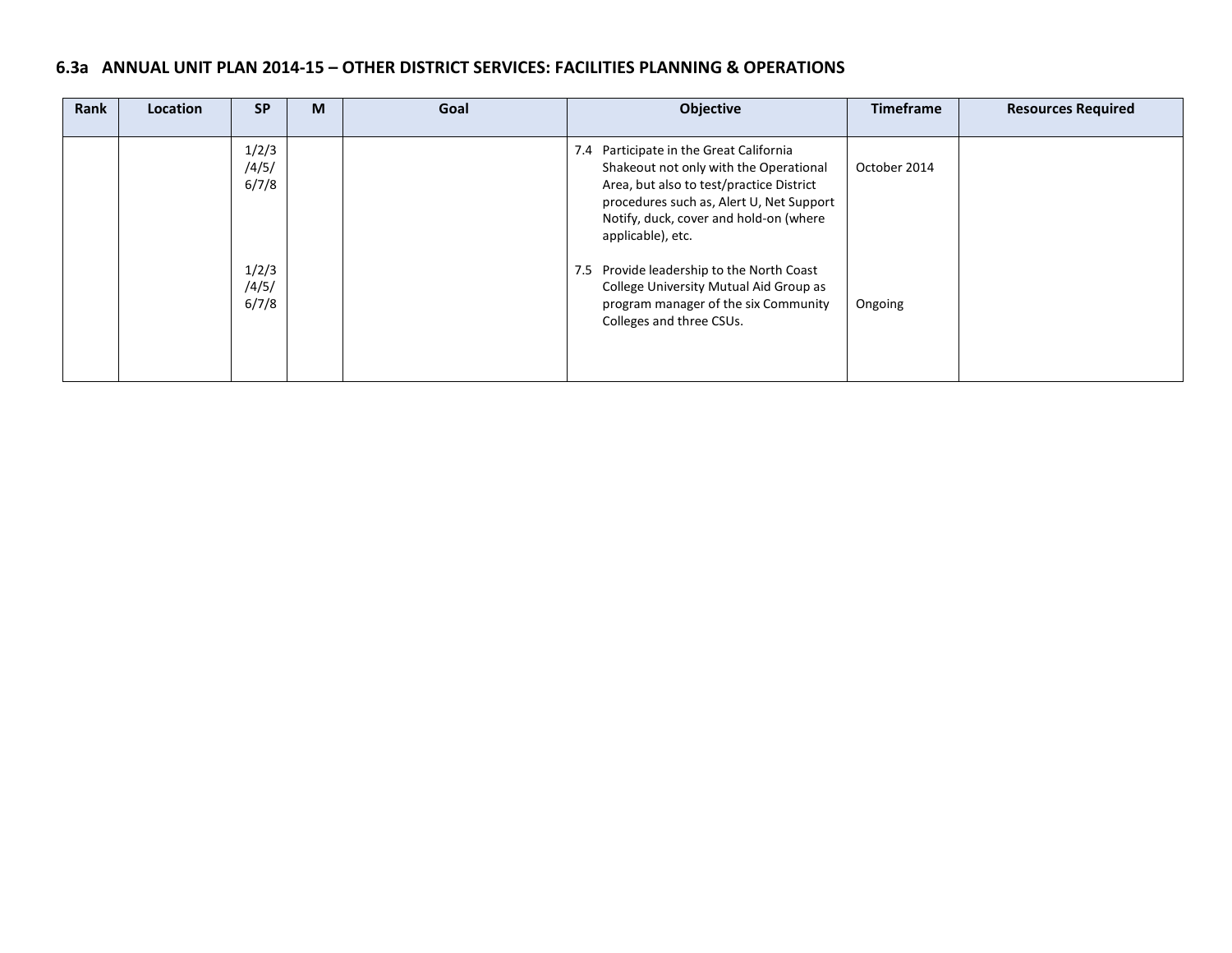### 6.3a ANNUAL UNIT PLAN 2014-15 – OTHER DISTRICT SERVICES: FACILITIES PLANNING & OPERATIONS

| Rank | Location | SP | M | Goal | Objective | Timeframe | Resources Required |
|---|---|---|---|---|---|---|---|
| | | 1/2/3/4/5/6/7/8 | | | 7.4 Participate in the Great California Shakeout not only with the Operational Area, but also to test/practice District procedures such as, Alert U, Net Support Notify, duck, cover and hold-on (where applicable), etc. | October 2014 | |
| | | 1/2/3/4/5/6/7/8 | | | 7.5 Provide leadership to the North Coast College University Mutual Aid Group as program manager of the six Community Colleges and three CSUs. | Ongoing | |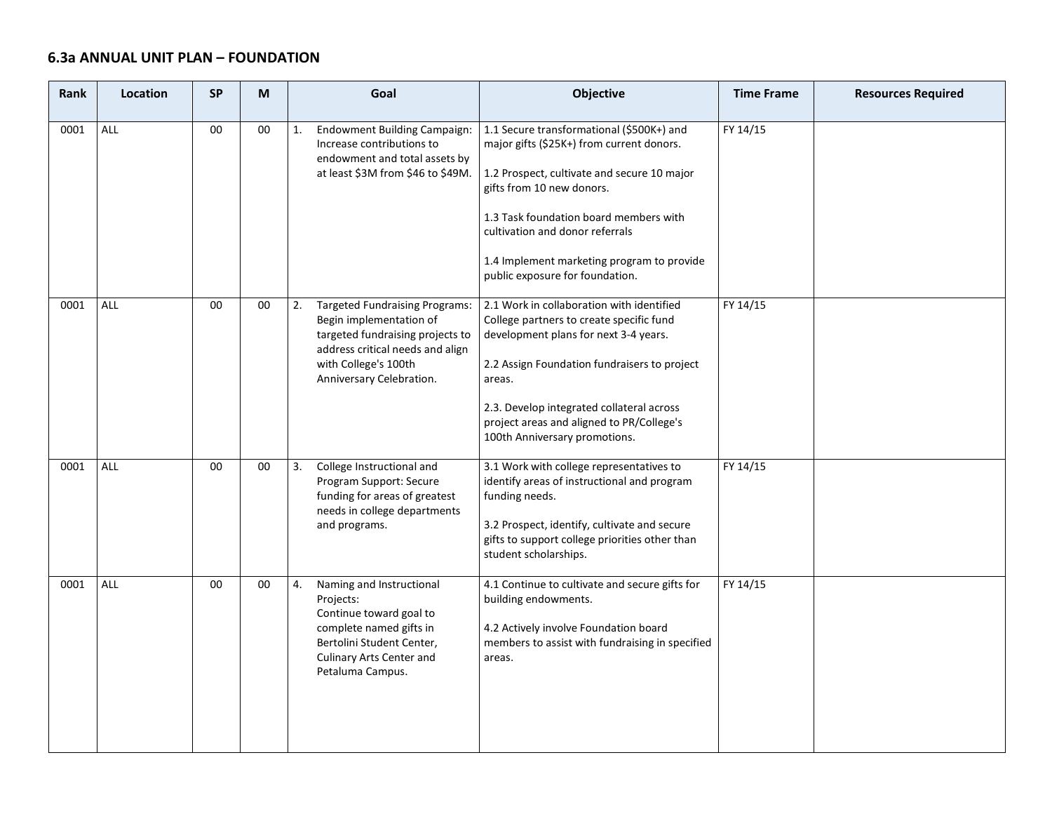## 6.3a ANNUAL UNIT PLAN – FOUNDATION

| Rank | Location | SP | M | Goal | Objective | Time Frame | Resources Required |
|---|---|---|---|---|---|---|---|
| 0001 | ALL | 00 | 00 | 1. Endowment Building Campaign: Increase contributions to endowment and total assets by at least $3M from $46 to $49M. | 1.1 Secure transformational ($500K+) and major gifts ($25K+) from current donors.<br><br>1.2 Prospect, cultivate and secure 10 major gifts from 10 new donors.<br><br>1.3 Task foundation board members with cultivation and donor referrals<br><br>1.4 Implement marketing program to provide public exposure for foundation. | FY 14/15 | |
| 0001 | ALL | 00 | 00 | 2. Targeted Fundraising Programs: Begin implementation of targeted fundraising projects to address critical needs and align with College's 100th Anniversary Celebration. | 2.1 Work in collaboration with identified College partners to create specific fund development plans for next 3-4 years.<br><br>2.2 Assign Foundation fundraisers to project areas.<br><br>2.3. Develop integrated collateral across project areas and aligned to PR/College's 100th Anniversary promotions. | FY 14/15 | |
| 0001 | ALL | 00 | 00 | 3. College Instructional and Program Support: Secure funding for areas of greatest needs in college departments and programs. | 3.1 Work with college representatives to identify areas of instructional and program funding needs.<br><br>3.2 Prospect, identify, cultivate and secure gifts to support college priorities other than student scholarships. | FY 14/15 | |
| 0001 | ALL | 00 | 00 | 4. Naming and Instructional Projects: Continue toward goal to complete named gifts in Bertolini Student Center, Culinary Arts Center and Petaluma Campus. | 4.1 Continue to cultivate and secure gifts for building endowments.<br><br>4.2 Actively involve Foundation board members to assist with fundraising in specified areas. | FY 14/15 | |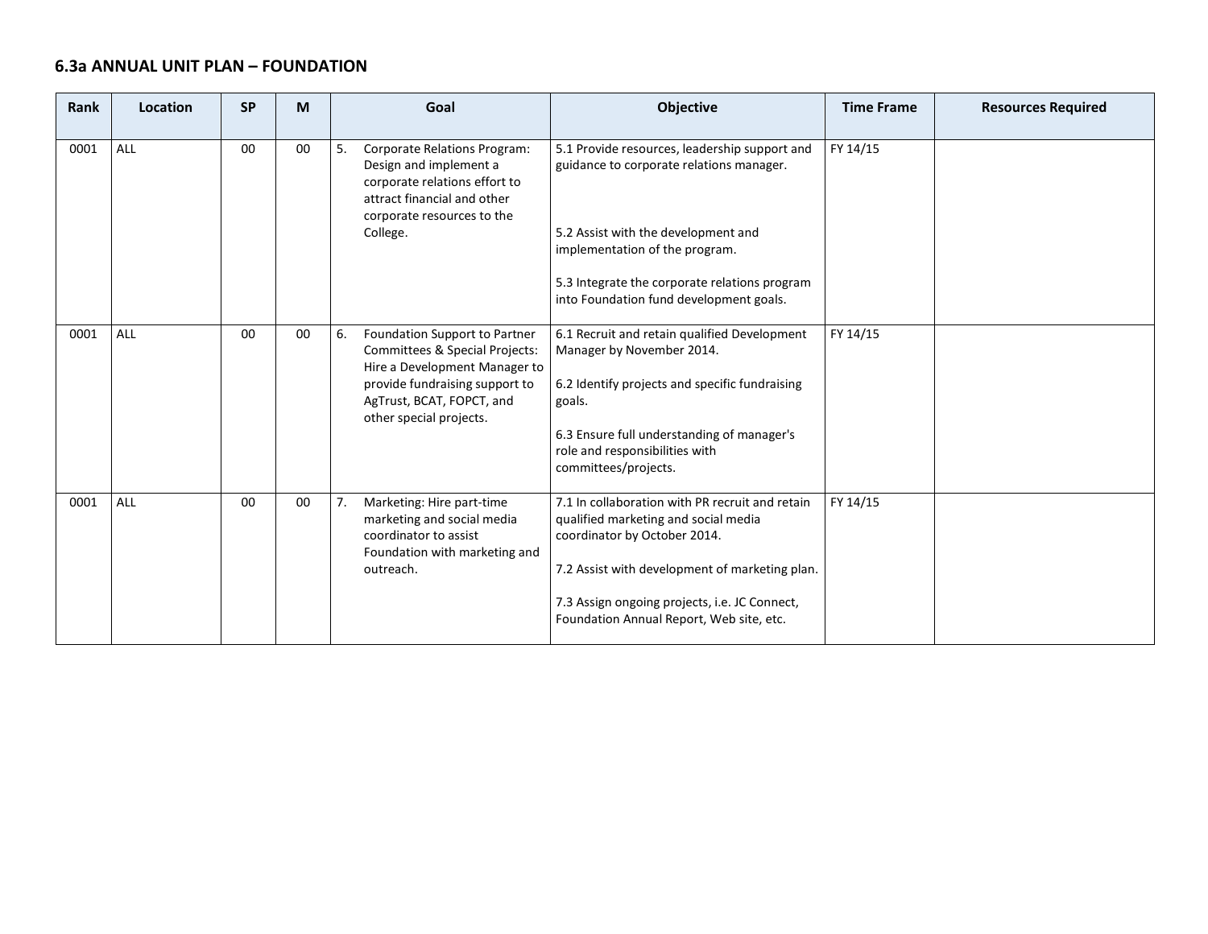### 6.3a ANNUAL UNIT PLAN – FOUNDATION

| Rank | Location | SP | M | Goal | Objective | Time Frame | Resources Required |
|---|---|---|---|---|---|---|---|
| 0001 | ALL | 00 | 00 | 5. Corporate Relations Program: Design and implement a corporate relations effort to attract financial and other corporate resources to the College. | 5.1 Provide resources, leadership support and guidance to corporate relations manager.<br><br>5.2 Assist with the development and implementation of the program.<br><br>5.3 Integrate the corporate relations program into Foundation fund development goals. | FY 14/15 | |
| 0001 | ALL | 00 | 00 | 6. Foundation Support to Partner Committees & Special Projects: Hire a Development Manager to provide fundraising support to AgTrust, BCAT, FOPCT, and other special projects. | 6.1 Recruit and retain qualified Development Manager by November 2014.<br><br>6.2 Identify projects and specific fundraising goals.<br><br>6.3 Ensure full understanding of manager's role and responsibilities with committees/projects. | FY 14/15 | |
| 0001 | ALL | 00 | 00 | 7. Marketing: Hire part-time marketing and social media coordinator to assist Foundation with marketing and outreach. | 7.1 In collaboration with PR recruit and retain qualified marketing and social media coordinator by October 2014.<br><br>7.2 Assist with development of marketing plan.<br><br>7.3 Assign ongoing projects, i.e. JC Connect, Foundation Annual Report, Web site, etc. | FY 14/15 | |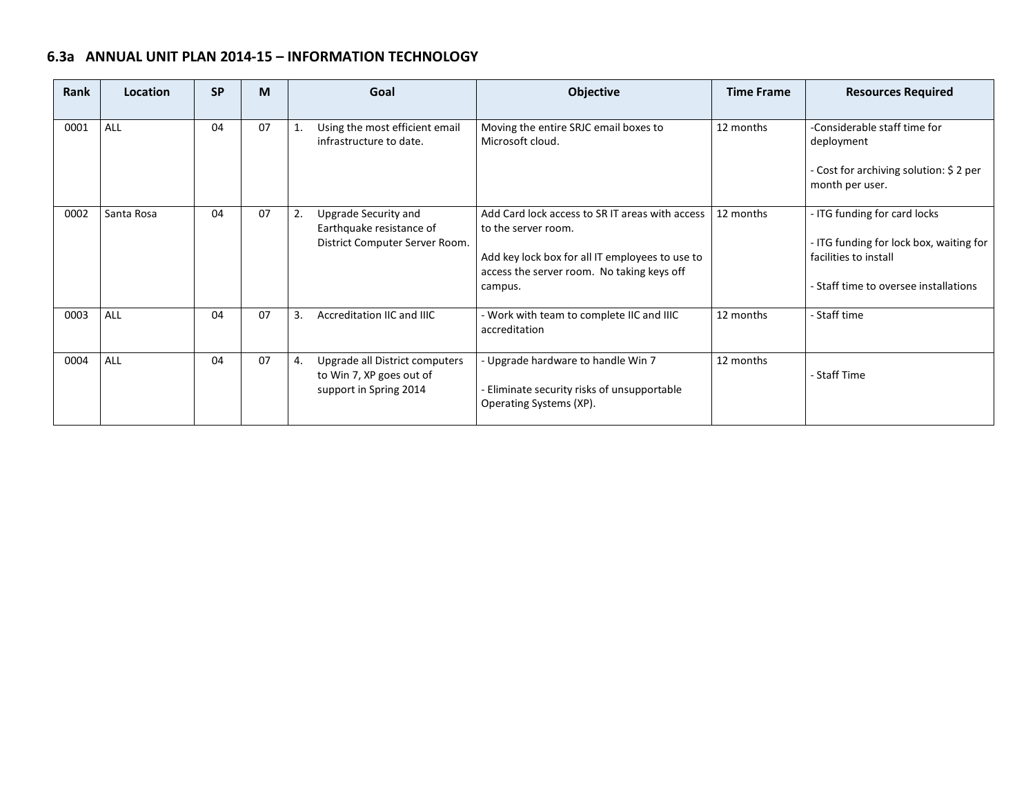## 6.3a ANNUAL UNIT PLAN 2014-15 – INFORMATION TECHNOLOGY

| Rank | Location | SP | M | Goal | Objective | Time Frame | Resources Required |
|---|---|---|---|---|---|---|---|
| 0001 | ALL | 04 | 07 | 1. Using the most efficient email infrastructure to date. | Moving the entire SRJC email boxes to Microsoft cloud. | 12 months | -Considerable staff time for deployment<br><br>- Cost for archiving solution: $ 2 per month per user. |
| 0002 | Santa Rosa | 04 | 07 | 2. Upgrade Security and Earthquake resistance of District Computer Server Room. | Add Card lock access to SR IT areas with access to the server room.<br><br>Add key lock box for all IT employees to use to access the server room. No taking keys off campus. | 12 months | - ITG funding for card locks<br><br>- ITG funding for lock box, waiting for facilities to install<br><br>- Staff time to oversee installations |
| 0003 | ALL | 04 | 07 | 3. Accreditation IIC and IIIC | - Work with team to complete IIC and IIIC accreditation | 12 months | - Staff time |
| 0004 | ALL | 04 | 07 | 4. Upgrade all District computers to Win 7, XP goes out of support in Spring 2014 | - Upgrade hardware to handle Win 7<br><br>- Eliminate security risks of unsupportable Operating Systems (XP). | 12 months | - Staff Time |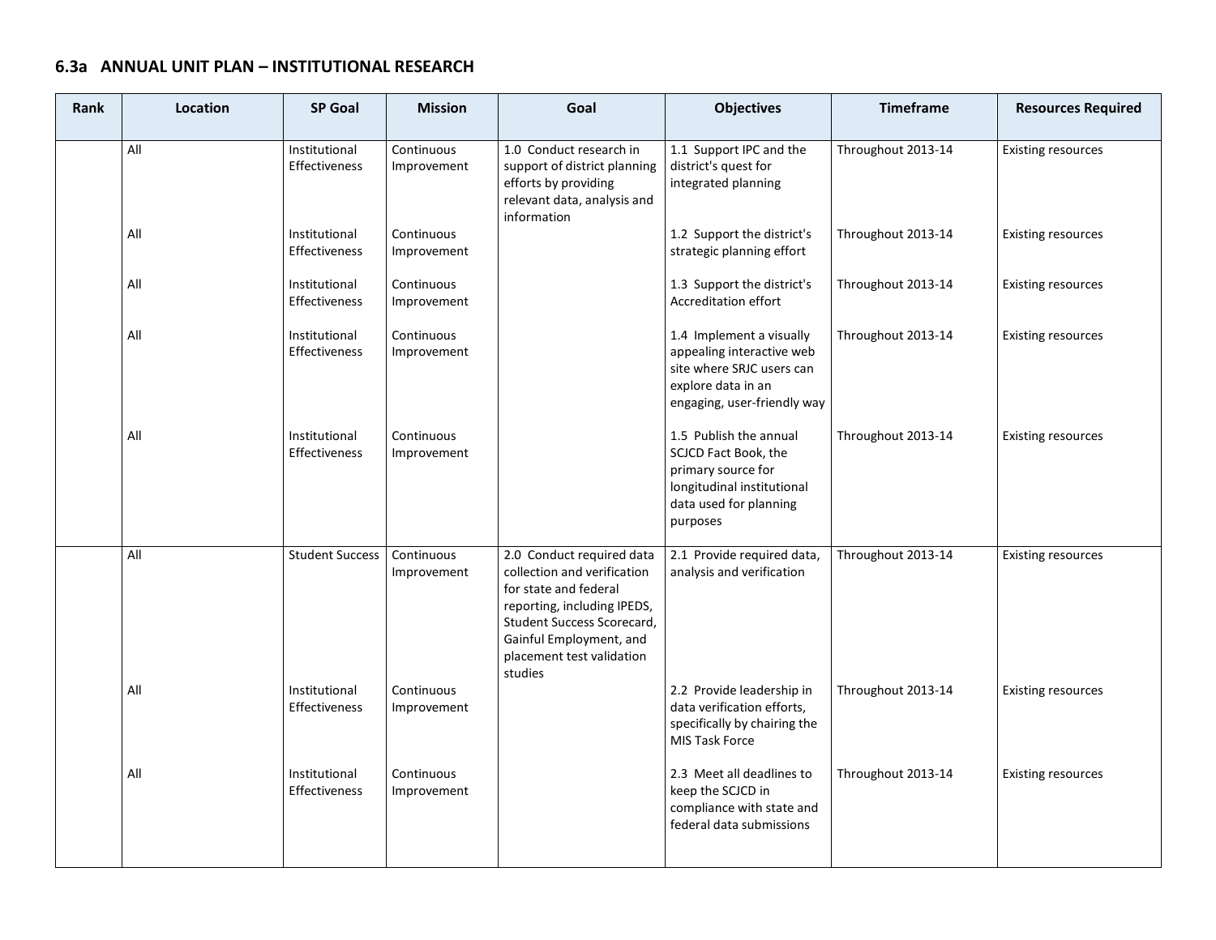## 6.3a ANNUAL UNIT PLAN – INSTITUTIONAL RESEARCH

| Rank | Location | SP Goal | Mission | Goal | Objectives | Timeframe | Resources Required |
|---|---|---|---|---|---|---|---|
| | All | Institutional Effectiveness | Continuous Improvement | 1.0 Conduct research in support of district planning efforts by providing relevant data, analysis and information | 1.1 Support IPC and the district's quest for integrated planning | Throughout 2013-14 | Existing resources |
| | All | Institutional Effectiveness | Continuous Improvement | | 1.2 Support the district's strategic planning effort | Throughout 2013-14 | Existing resources |
| | All | Institutional Effectiveness | Continuous Improvement | | 1.3 Support the district's Accreditation effort | Throughout 2013-14 | Existing resources |
| | All | Institutional Effectiveness | Continuous Improvement | | 1.4 Implement a visually appealing interactive web site where SRJC users can explore data in an engaging, user-friendly way | Throughout 2013-14 | Existing resources |
| | All | Institutional Effectiveness | Continuous Improvement | | 1.5 Publish the annual SCJCD Fact Book, the primary source for longitudinal institutional data used for planning purposes | Throughout 2013-14 | Existing resources |
| | All | Student Success | Continuous Improvement | 2.0 Conduct required data collection and verification for state and federal reporting, including IPEDS, Student Success Scorecard, Gainful Employment, and placement test validation studies | 2.1 Provide required data, analysis and verification | Throughout 2013-14 | Existing resources |
| | All | Institutional Effectiveness | Continuous Improvement | | 2.2 Provide leadership in data verification efforts, specifically by chairing the MIS Task Force | Throughout 2013-14 | Existing resources |
| | All | Institutional Effectiveness | Continuous Improvement | | 2.3 Meet all deadlines to keep the SCJCD in compliance with state and federal data submissions | Throughout 2013-14 | Existing resources |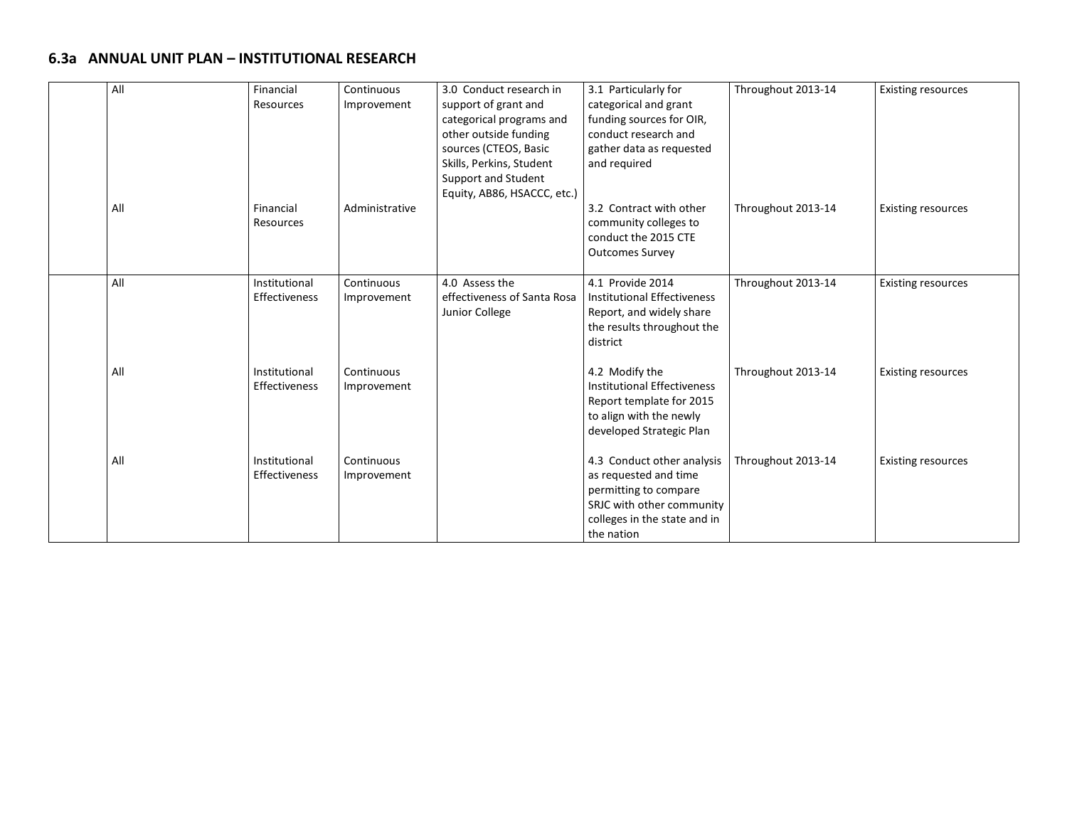## 6.3a ANNUAL UNIT PLAN – INSTITUTIONAL RESEARCH

| | | | | | | | |
|---|---|---|---|---|---|---|---|
| | All | Financial Resources | Continuous Improvement | 3.0 Conduct research in support of grant and categorical programs and other outside funding sources (CTEOS, Basic Skills, Perkins, Student Support and Student Equity, AB86, HSACCC, etc.) | 3.1 Particularly for categorical and grant funding sources for OIR, conduct research and gather data as requested and required | Throughout 2013-14 | Existing resources |
| | All | Financial Resources | Administrative | | 3.2 Contract with other community colleges to conduct the 2015 CTE Outcomes Survey | Throughout 2013-14 | Existing resources |
| | All | Institutional Effectiveness | Continuous Improvement | 4.0 Assess the effectiveness of Santa Rosa Junior College | 4.1 Provide 2014 Institutional Effectiveness Report, and widely share the results throughout the district | Throughout 2013-14 | Existing resources |
| | All | Institutional Effectiveness | Continuous Improvement | | 4.2 Modify the Institutional Effectiveness Report template for 2015 to align with the newly developed Strategic Plan | Throughout 2013-14 | Existing resources |
| | All | Institutional Effectiveness | Continuous Improvement | | 4.3 Conduct other analysis as requested and time permitting to compare SRJC with other community colleges in the state and in the nation | Throughout 2013-14 | Existing resources |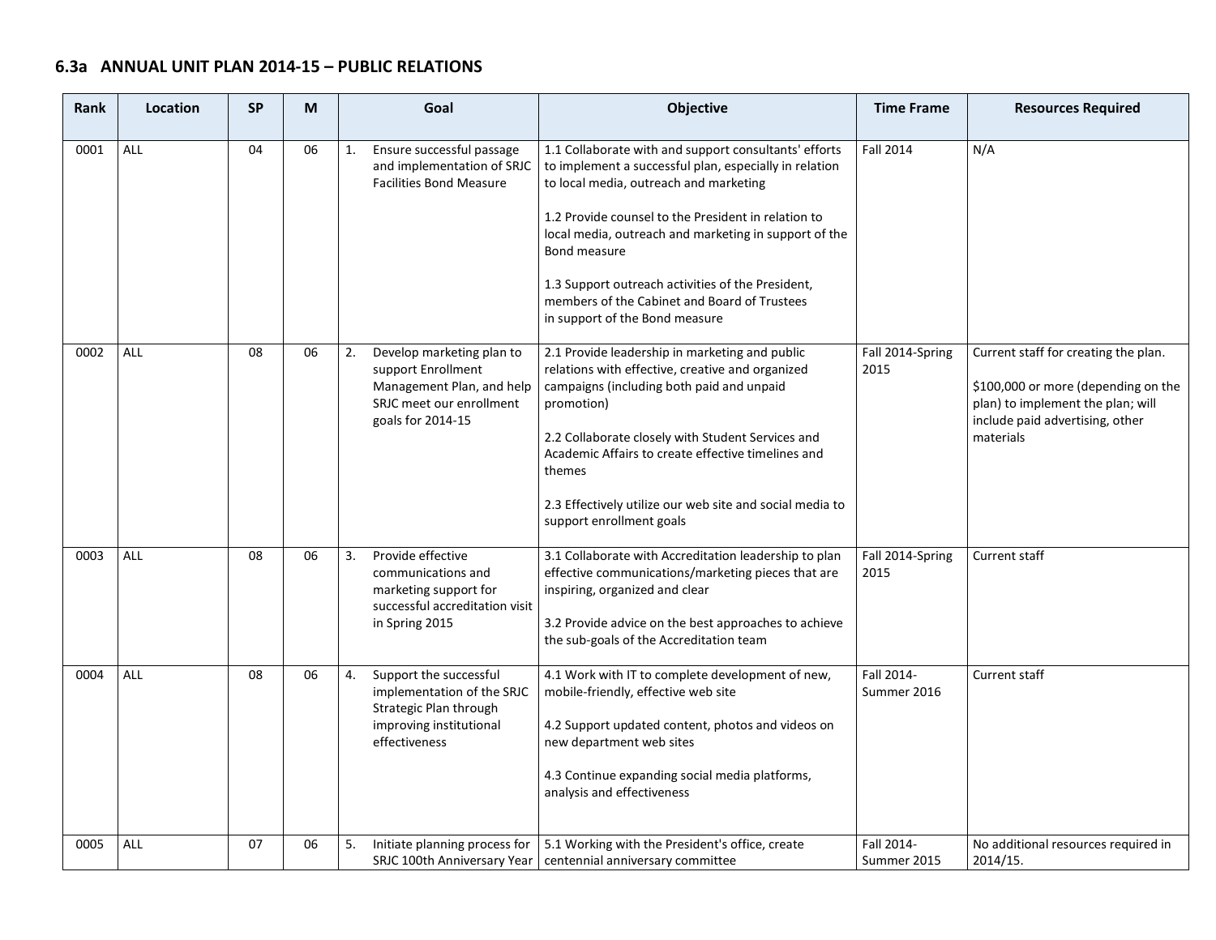## 6.3a ANNUAL UNIT PLAN 2014-15 – PUBLIC RELATIONS

| Rank | Location | SP | M | Goal | Objective | Time Frame | Resources Required |
|---|---|---|---|---|---|---|---|
| 0001 | ALL | 04 | 06 | 1. Ensure successful passage and implementation of SRJC Facilities Bond Measure | 1.1 Collaborate with and support consultants' efforts to implement a successful plan, especially in relation to local media, outreach and marketing<br><br>1.2 Provide counsel to the President in relation to local media, outreach and marketing in support of the Bond measure<br><br>1.3 Support outreach activities of the President, members of the Cabinet and Board of Trustees in support of the Bond measure | Fall 2014 | N/A |
| 0002 | ALL | 08 | 06 | 2. Develop marketing plan to support Enrollment Management Plan, and help SRJC meet our enrollment goals for 2014-15 | 2.1 Provide leadership in marketing and public relations with effective, creative and organized campaigns (including both paid and unpaid promotion)<br><br>2.2 Collaborate closely with Student Services and Academic Affairs to create effective timelines and themes<br><br>2.3 Effectively utilize our web site and social media to support enrollment goals | Fall 2014-Spring 2015 | Current staff for creating the plan.<br><br>$100,000 or more (depending on the plan) to implement the plan; will include paid advertising, other materials |
| 0003 | ALL | 08 | 06 | 3. Provide effective communications and marketing support for successful accreditation visit in Spring 2015 | 3.1 Collaborate with Accreditation leadership to plan effective communications/marketing pieces that are inspiring, organized and clear<br><br>3.2 Provide advice on the best approaches to achieve the sub-goals of the Accreditation team | Fall 2014-Spring 2015 | Current staff |
| 0004 | ALL | 08 | 06 | 4. Support the successful implementation of the SRJC Strategic Plan through improving institutional effectiveness | 4.1 Work with IT to complete development of new, mobile-friendly, effective web site<br><br>4.2 Support updated content, photos and videos on new department web sites<br><br>4.3 Continue expanding social media platforms, analysis and effectiveness | Fall 2014-Summer 2016 | Current staff |
| 0005 | ALL | 07 | 06 | 5. Initiate planning process for SRJC 100th Anniversary Year | 5.1 Working with the President's office, create centennial anniversary committee | Fall 2014-Summer 2015 | No additional resources required in 2014/15. |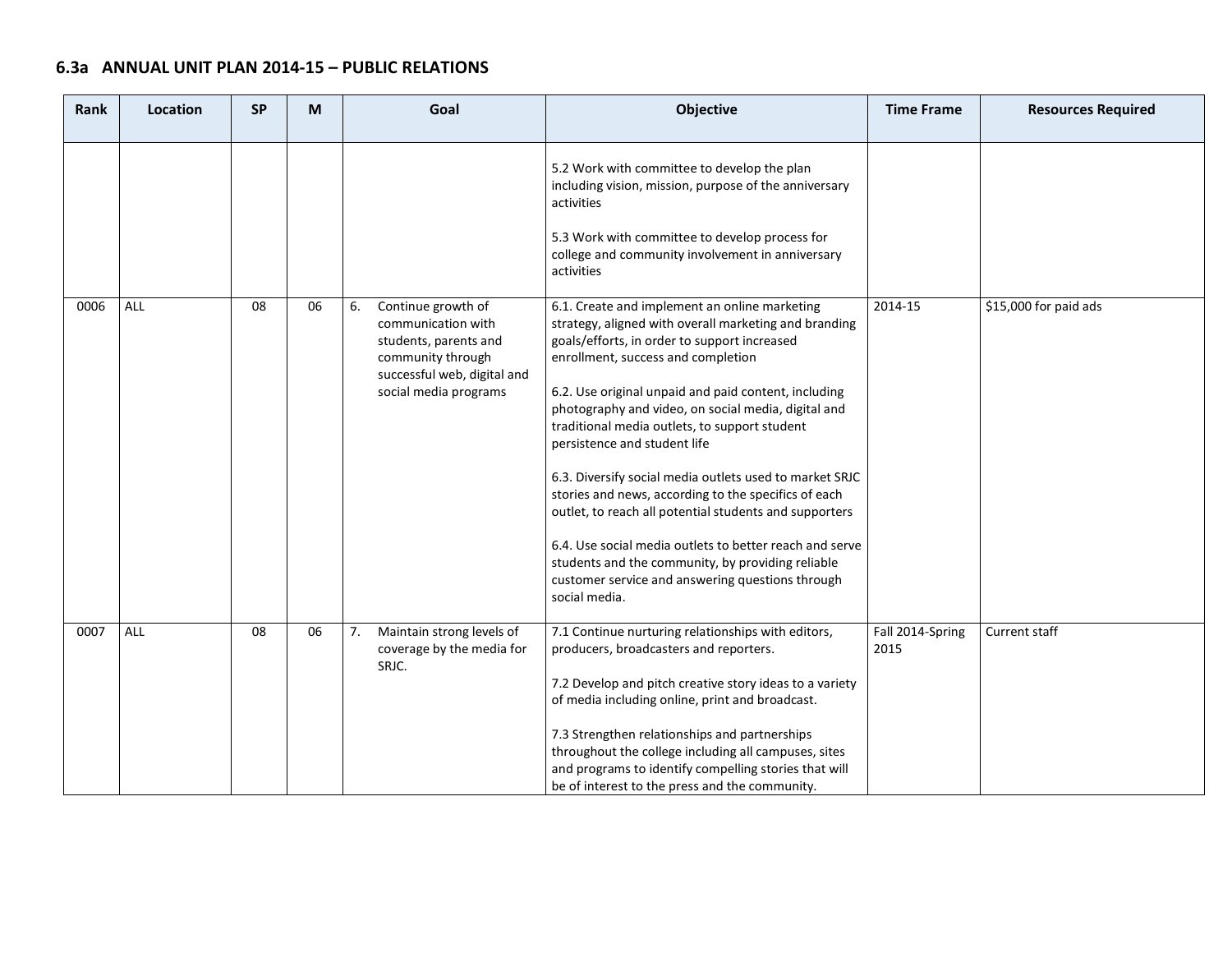## 6.3a ANNUAL UNIT PLAN 2014-15 – PUBLIC RELATIONS

| Rank | Location | SP | M | Goal | Objective | Time Frame | Resources Required |
|---|---|---|---|---|---|---|---|
| | | | | | 5.2 Work with committee to develop the plan including vision, mission, purpose of the anniversary activities<br><br>5.3 Work with committee to develop process for college and community involvement in anniversary activities | | |
| 0006 | ALL | 08 | 06 | 6. Continue growth of communication with students, parents and community through successful web, digital and social media programs | 6.1. Create and implement an online marketing strategy, aligned with overall marketing and branding goals/efforts, in order to support increased enrollment, success and completion<br><br>6.2. Use original unpaid and paid content, including photography and video, on social media, digital and traditional media outlets, to support student persistence and student life<br><br>6.3. Diversify social media outlets used to market SRJC stories and news, according to the specifics of each outlet, to reach all potential students and supporters<br><br>6.4. Use social media outlets to better reach and serve students and the community, by providing reliable customer service and answering questions through social media. | 2014-15 | $15,000 for paid ads |
| 0007 | ALL | 08 | 06 | 7. Maintain strong levels of coverage by the media for SRJC. | 7.1 Continue nurturing relationships with editors, producers, broadcasters and reporters.<br><br>7.2 Develop and pitch creative story ideas to a variety of media including online, print and broadcast.<br><br>7.3 Strengthen relationships and partnerships throughout the college including all campuses, sites and programs to identify compelling stories that will be of interest to the press and the community. | Fall 2014-Spring 2015 | Current staff |